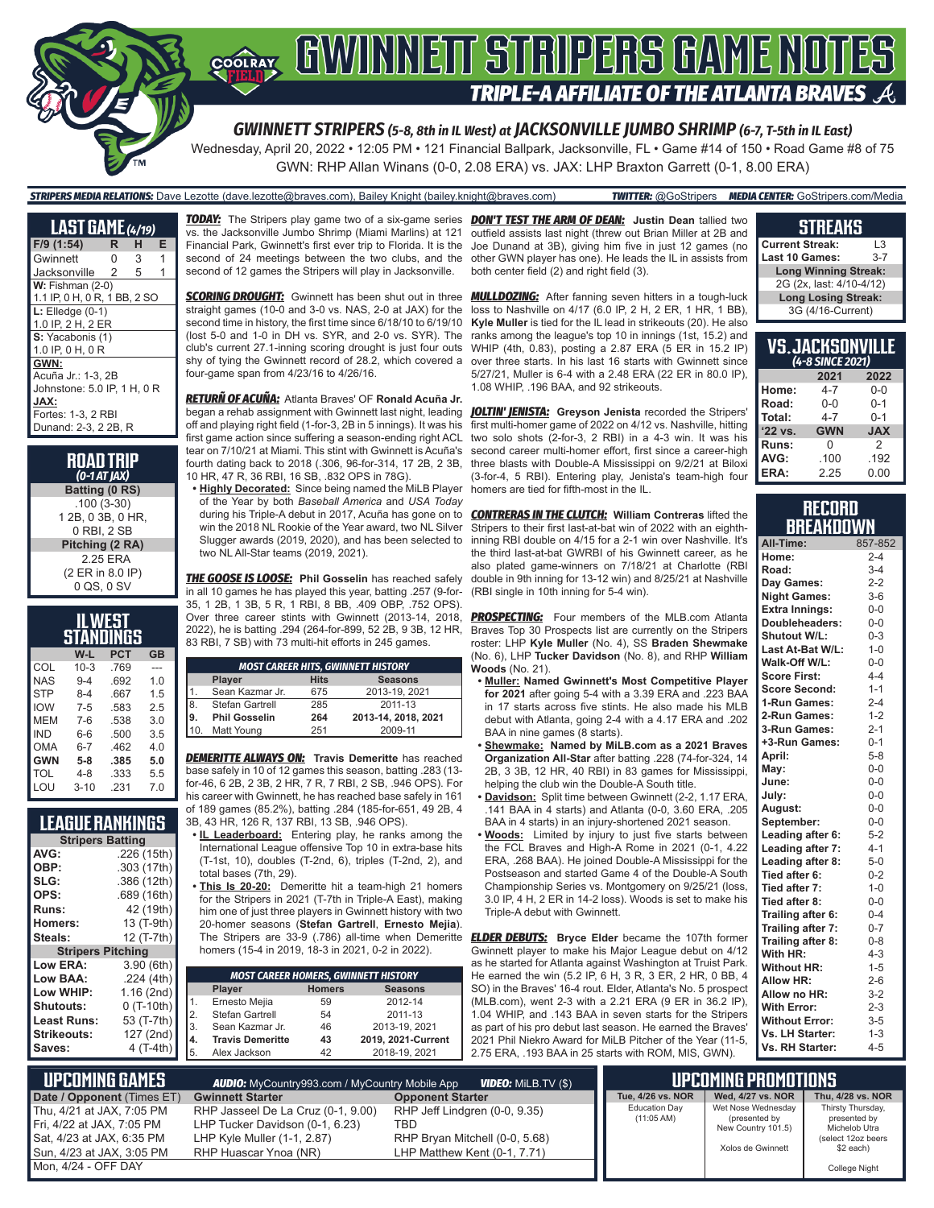# GWINNETT STRIPERS GAME NOTES

## TRIPLE-A AFFILIATE OF THE ATLANTA BRAVES

### GWINNETT STRIPERS (5-8, 8th in IL West) at JACKSONVILLE JUMBO SHRIMP (6-7, T-5th in IL East)

Wednesday, April 20, 2022 • 12:05 PM • 121 Financial Ballpark, Jacksonville, FL • Game #14 of 150 • Road Game #8 of 75

GWN: RHP Allan Winans (0-0, 2.08 ERA) vs. JAX: LHP Braxton Garrett (0-1, 8.00 ERA)

**STRIPERS MEDIA RELATIONS:** Dave Lezotte (dave.lezotte@braves.com), Bailey Knight (bailey.knight@braves.com) **TWITTER:** @GoStripers **MEDIA CENTER:** GoStripers.com/Media

## LAST GAME (4/19)

| F/9 (1:54) | R | H | E |
|---|---|---|---|
| Gwinnett | 0 | 3 | 1 |
| Jacksonville | 2 | 5 | 1 |

**W:** Fishman (2-0)
1.1 IP, 0 H, 0 R, 1 BB, 2 SO

**L:** Elledge (0-1)
1.0 IP, 2 H, 2 ER

**S:** Yacabonis (1)
1.0 IP, 0 H, 0 R

**GWN:**
Acuña Jr.: 1-3, 2B
Johnstone: 5.0 IP, 1 H, 0 R

**JAX:**
Fortes: 1-3, 2 RBI
Dunand: 2-3, 2 2B, R

## ROAD TRIP
*(0-1 AT JAX)*

**Batting (0 RS)**
.100 (3-30)
1 2B, 0 3B, 0 HR,
0 RBI, 2 SB

**Pitching (2 RA)**
2.25 ERA
(2 ER in 8.0 IP)
0 QS, 0 SV

## IL WEST STANDINGS

| | W-L | PCT | GB |
|---|---|---|---|
| COL | 10-3 | .769 | --- |
| NAS | 9-4 | .692 | 1.0 |
| STP | 8-4 | .667 | 1.5 |
| IOW | 7-5 | .583 | 2.5 |
| MEM | 7-6 | .538 | 3.0 |
| IND | 6-6 | .500 | 3.5 |
| OMA | 6-7 | .462 | 4.0 |
| **GWN** | **5-8** | **.385** | **5.0** |
| TOL | 4-8 | .333 | 5.5 |
| LOU | 3-10 | .231 | 7.0 |

## LEAGUE RANKINGS

| Stripers Batting | |
|---|---|
| AVG: | .226 (15th) |
| OBP: | .303 (17th) |
| SLG: | .386 (12th) |
| OPS: | .689 (16th) |
| Runs: | 42 (19th) |
| Homers: | 13 (T-9th) |
| Steals: | 12 (T-7th) |

| Stripers Pitching | |
|---|---|
| Low ERA: | 3.90 (6th) |
| Low BAA: | .224 (4th) |
| Low WHIP: | 1.16 (2nd) |
| Shutouts: | 0 (T-10th) |
| Least Runs: | 53 (T-7th) |
| Strikeouts: | 127 (2nd) |
| Saves: | 4 (T-4th) |

**TODAY:** The Stripers play game two of a six-game series vs. the Jacksonville Jumbo Shrimp (Miami Marlins) at 121 Financial Park, Gwinnett's first ever trip to Florida. It is the second of 24 meetings between the two clubs, and the second of 12 games the Stripers will play in Jacksonville.

**SCORING DROUGHT:** Gwinnett has been shut out in three straight games (10-0 and 3-0 vs. NAS, 2-0 at JAX) for the second time in history, the first time since 6/18/10 to 6/19/10 (lost 5-0 and 1-0 in DH vs. SYR, and 2-0 vs. SYR). The club's current 27.1-inning scoring drought is just four outs shy of tying the Gwinnett record of 28.2, which covered a four-game span from 4/23/16 to 4/26/16.

**RETURN OF ACUÑA:** Atlanta Braves' OF **Ronald Acuña Jr.** began a rehab assignment with Gwinnett last night, leading off and playing right field (1-for-3, 2B in 5 innings). It was his first game action since suffering a season-ending right ACL tear on 7/10/21 at Miami. This stint with Gwinnett is Acuña's fourth dating back to 2018 (.306, 96-for-314, 17 2B, 2 3B, 10 HR, 47 R, 36 RBI, 16 SB, .832 OPS in 78G).

- **Highly Decorated:** Since being named the MiLB Player of the Year by both *Baseball America* and *USA Today* during his Triple-A debut in 2017, Acuña has gone on to win the 2018 NL Rookie of the Year award, two NL Silver Slugger awards (2019, 2020), and has been selected to two NL All-Star teams (2019, 2021).

**THE GOOSE IS LOOSE:** **Phil Gosselin** has reached safely in all 10 games he has played this year, batting .257 (9-for-35, 1 2B, 1 3B, 5 R, 1 RBI, 8 BB, .409 OBP, .752 OPS). Over three career stints with Gwinnett (2013-14, 2018, 2022), he is batting .294 (264-for-899, 52 2B, 9 3B, 12 HR, 83 RBI, 7 SB) with 73 multi-hit efforts in 245 games.

| MOST CAREER HITS, GWINNETT HISTORY | | | |
|---|---|---|---|
| | Player | Hits | Seasons |
| 1. | Sean Kazmar Jr. | 675 | 2013-19, 2021 |
| 8. | Stefan Gartrell | 285 | 2011-13 |
| **9.** | **Phil Gosselin** | **264** | **2013-14, 2018, 2021** |
| 10. | Matt Young | 251 | 2009-11 |

**DEMERITTE ALWAYS ON:** **Travis Demeritte** has reached base safely in 10 of 12 games this season, batting .283 (13-for-46, 6 2B, 2 3B, 2 HR, 7 R, 7 RBI, 2 SB, .946 OPS). For his career with Gwinnett, he has reached base safely in 161 of 189 games (85.2%), batting .284 (185-for-651, 49 2B, 4 3B, 43 HR, 126 R, 137 RBI, 13 SB, .946 OPS).

- **IL Leaderboard:** Entering play, he ranks among the International League offensive Top 10 in extra-base hits (T-1st, 10), doubles (T-2nd, 6), triples (T-2nd, 2), and total bases (7th, 29).
- **This Is 20-20:** Demeritte hit a team-high 21 homers for the Stripers in 2021 (T-7th in Triple-A East), making him one of just three players in Gwinnett history with two 20-homer seasons (**Stefan Gartrell**, **Ernesto Mejia**). The Stripers are 33-9 (.786) all-time when Demeritte homers (15-4 in 2019, 18-3 in 2021, 0-2 in 2022).

| MOST CAREER HOMERS, GWINNETT HISTORY | | | |
|---|---|---|---|
| | Player | Homers | Seasons |
| 1. | Ernesto Mejia | 59 | 2012-14 |
| 2. | Stefan Gartrell | 54 | 2011-13 |
| 3. | Sean Kazmar Jr. | 46 | 2013-19, 2021 |
| **4.** | **Travis Demeritte** | **43** | **2019, 2021-Current** |
| 5. | Alex Jackson | 42 | 2018-19, 2021 |

**DON'T TEST THE ARM OF DEAN:** **Justin Dean** tallied two outfield assists last night (threw out Brian Miller at 2B and Joe Dunand at 3B), giving him five in just 12 games (no other GWN player has one). He leads the IL in assists from both center field (2) and right field (3).

**MULLDOZING:** After fanning seven hitters in a tough-luck loss to Nashville on 4/17 (6.0 IP, 2 H, 2 ER, 1 HR, 1 BB), **Kyle Muller** is tied for the IL lead in strikeouts (20). He also ranks among the league's top 10 in innings (1st, 15.2) and WHIP (4th, 0.83), posting a 2.87 ERA (5 ER in 15.2 IP) over three starts. In his last 16 starts with Gwinnett since 5/27/21, Muller is 6-4 with a 2.48 ERA (22 ER in 80.0 IP), 1.08 WHIP, .196 BAA, and 92 strikeouts.

**JOLTIN' JENISTA:** **Greyson Jenista** recorded the Stripers' first multi-homer game of 2022 on 4/12 vs. Nashville, hitting two solo shots (2-for-3, 2 RBI) in a 4-3 win. It was his second career multi-homer effort, first since a career-high three blasts with Double-A Mississippi on 9/2/21 at Biloxi (3-for-4, 5 RBI). Entering play, Jenista's team-high four homers are tied for fifth-most in the IL.

**CONTRERAS IN THE CLUTCH:** **William Contreras** lifted the Stripers to their first last-at-bat win of 2022 with an eighth-inning RBI double on 4/15 for a 2-1 win over Nashville. It's the third last-at-bat GWRBI of his Gwinnett career, as he also plated game-winners on 7/18/21 at Charlotte (RBI double in 9th inning for 13-12 win) and 8/25/21 at Nashville (RBI single in 10th inning for 5-4 win).

**PROSPECTING:** Four members of the MLB.com Atlanta Braves Top 30 Prospects list are currently on the Stripers roster: LHP **Kyle Muller** (No. 4), SS **Braden Shewmake** (No. 6), LHP **Tucker Davidson** (No. 8), and RHP **William Woods** (No. 21).

- **Muller: Named Gwinnett's Most Competitive Player for 2021** after going 5-4 with a 3.39 ERA and .223 BAA in 17 starts across five stints. He also made his MLB debut with Atlanta, going 2-4 with a 4.17 ERA and .202 BAA in nine games (8 starts).
- **Shewmake: Named by MiLB.com as a 2021 Braves Organization All-Star** after batting .228 (74-for-324, 14 2B, 3 3B, 12 HR, 40 RBI) in 83 games for Mississippi, helping the club win the Double-A South title.
- **Davidson:** Split time between Gwinnett (2-2, 1.17 ERA, .141 BAA in 4 starts) and Atlanta (0-0, 3.60 ERA, .205 BAA in 4 starts) in an injury-shortened 2021 season.
- **Woods:** Limited by injury to just five starts between the FCL Braves and High-A Rome in 2021 (0-1, 4.22 ERA, .268 BAA). He joined Double-A Mississippi for the Postseason and started Game 4 of the Double-A South Championship Series vs. Montgomery on 9/25/21 (loss, 3.0 IP, 4 H, 2 ER in 14-2 loss). Woods is set to make his Triple-A debut with Gwinnett.

**ELDER DEBUTS:** **Bryce Elder** became the 107th former Gwinnett player to make his Major League debut on 4/12 as he started for Atlanta against Washington at Truist Park. He earned the win (5.2 IP, 6 H, 3 R, 3 ER, 2 HR, 0 BB, 4 SO) in the Braves' 16-4 rout. Elder, Atlanta's No. 5 prospect (MLB.com), went 2-3 with a 2.21 ERA (9 ER in 36.2 IP), 1.04 WHIP, and .143 BAA in seven starts for the Stripers as part of his pro debut last season. He earned the Braves' 2021 Phil Niekro Award for MiLB Pitcher of the Year (11-5, 2.75 ERA, .193 BAA in 25 starts with ROM, MIS, GWN).

## STREAKS

| | |
|---|---|
| Current Streak: | L3 |
| Last 10 Games: | 3-7 |
| **Long Winning Streak:** | |
| 2G (2x, last: 4/10-4/12) | |
| **Long Losing Streak:** | |
| 3G (4/16-Current) | |

## VS. JACKSONVILLE
*(4-8 SINCE 2021)*

| | 2021 | 2022 |
|---|---|---|
| Home: | 4-7 | 0-0 |
| Road: | 0-0 | 0-1 |
| Total: | 4-7 | 0-1 |
| '22 vs. | GWN | JAX |
| Runs: | 0 | 2 |
| AVG: | .100 | .192 |
| ERA: | 2.25 | 0.00 |

## RECORD BREAKDOWN

| | |
|---|---|
| All-Time: | 857-852 |
| Home: | 2-4 |
| Road: | 3-4 |
| Day Games: | 2-2 |
| Night Games: | 3-6 |
| Extra Innings: | 0-0 |
| Doubleheaders: | 0-0 |
| Shutout W/L: | 0-3 |
| Last At-Bat W/L: | 1-0 |
| Walk-Off W/L: | 0-0 |
| Score First: | 4-4 |
| Score Second: | 1-1 |
| 1-Run Games: | 2-4 |
| 2-Run Games: | 1-2 |
| 3-Run Games: | 2-1 |
| +3-Run Games: | 0-1 |
| April: | 5-8 |
| May: | 0-0 |
| June: | 0-0 |
| July: | 0-0 |
| August: | 0-0 |
| September: | 0-0 |
| Leading after 6: | 5-2 |
| Leading after 7: | 4-1 |
| Leading after 8: | 5-0 |
| Tied after 6: | 0-2 |
| Tied after 7: | 1-0 |
| Tied after 8: | 0-0 |
| Trailing after 6: | 0-4 |
| Trailing after 7: | 0-7 |
| Trailing after 8: | 0-8 |
| With HR: | 4-3 |
| Without HR: | 1-5 |
| Allow HR: | 2-6 |
| Allow no HR: | 3-2 |
| With Error: | 2-3 |
| Without Error: | 3-5 |
| Vs. LH Starter: | 1-3 |
| Vs. RH Starter: | 4-5 |

## UPCOMING GAMES

**AUDIO:** MyCountry993.com / MyCountry Mobile App **VIDEO:** MiLB.TV ($)

| Date / Opponent (Times ET) | Gwinnett Starter | Opponent Starter |
|---|---|---|
| Thu, 4/21 at JAX, 7:05 PM | RHP Jasseel De La Cruz (0-1, 9.00) | RHP Jeff Lindgren (0-0, 9.35) |
| Fri, 4/22 at JAX, 7:05 PM | LHP Tucker Davidson (0-1, 6.23) | TBD |
| Sat, 4/23 at JAX, 6:35 PM | LHP Kyle Muller (1-1, 2.87) | RHP Bryan Mitchell (0-0, 5.68) |
| Sun, 4/23 at JAX, 3:05 PM | RHP Huascar Ynoa (NR) | LHP Matthew Kent (0-1, 7.71) |
| Mon, 4/24 - OFF DAY | | |

## UPCOMING PROMOTIONS

| Tue, 4/26 vs. NOR | Wed, 4/27 vs. NOR | Thu, 4/28 vs. NOR |
|---|---|---|
| Education Day (11:05 AM) | Wet Nose Wednesday (presented by New Country 101.5) | Thirsty Thursday, presented by Michelob Ultra (select 12oz beers $2 each) |
| | Xolos de Gwinnett | College Night |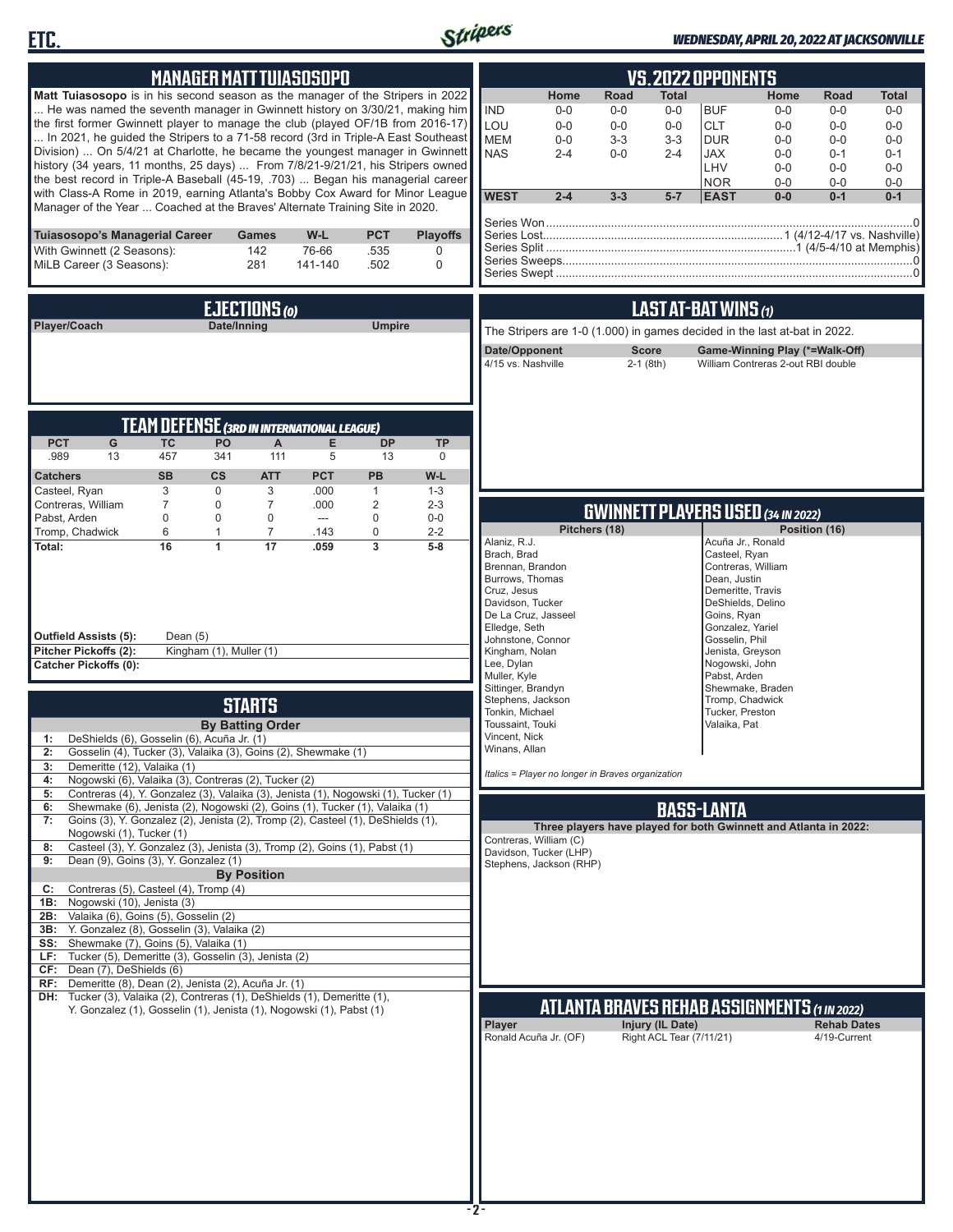## MANAGER MATT TUIASOSOPO

**Matt Tuiasosopo** is in his second season as the manager of the Stripers in 2022 ... He was named the seventh manager in Gwinnett history on 3/30/21, making him the first former Gwinnett player to manage the club (played OF/1B from 2016-17) ... In 2021, he guided the Stripers to a 71-58 record (3rd in Triple-A East Southeast Division) ... On 5/4/21 at Charlotte, he became the youngest manager in Gwinnett history (34 years, 11 months, 25 days) ... From 7/8/21-9/21/21, his Stripers owned the best record in Triple-A Baseball (45-19, .703) ... Began his managerial career with Class-A Rome in 2019, earning Atlanta's Bobby Cox Award for Minor League Manager of the Year ... Coached at the Braves' Alternate Training Site in 2020.

| Tuiasosopo's Managerial Career | Games | W-L | PCT | Playoffs |
|---|---|---|---|---|
| With Gwinnett (2 Seasons): | 142 | 76-66 | .535 | 0 |
| MiLB Career (3 Seasons): | 281 | 141-140 | .502 | 0 |

## EJECTIONS (0)

| Player/Coach | Date/Inning | Umpire |
|---|---|---|

## TEAM DEFENSE (3RD IN INTERNATIONAL LEAGUE)

| PCT | G | TC | PO | A | E | DP | TP |
|---|---|---|---|---|---|---|---|
| .989 | 13 | 457 | 341 | 111 | 5 | 13 | 0 |

| Catchers | SB | CS | ATT | PCT | PB | W-L |
|---|---|---|---|---|---|---|
| Casteel, Ryan | 3 | 0 | 3 | .000 | 1 | 1-3 |
| Contreras, William | 7 | 0 | 7 | .000 | 2 | 2-3 |
| Pabst, Arden | 0 | 0 | 0 | --- | 0 | 0-0 |
| Tromp, Chadwick | 6 | 1 | 7 | .143 | 0 | 2-2 |
| **Total:** | **16** | **1** | **17** | **.059** | **3** | **5-8** |

**Outfield Assists (5):** Dean (5)
**Pitcher Pickoffs (2):** Kingham (1), Muller (1)
**Catcher Pickoffs (0):**

## STARTS

**By Batting Order**

| | |
|---|---|
| 1: | DeShields (6), Gosselin (6), Acuña Jr. (1) |
| 2: | Gosselin (4), Tucker (3), Valaika (3), Goins (2), Shewmake (1) |
| 3: | Demeritte (12), Valaika (1) |
| 4: | Nogowski (6), Valaika (3), Contreras (2), Tucker (2) |
| 5: | Contreras (4), Y. Gonzalez (3), Valaika (3), Jenista (1), Nogowski (1), Tucker (1) |
| 6: | Shewmake (6), Jenista (2), Nogowski (2), Goins (1), Tucker (1), Valaika (1) |
| 7: | Goins (3), Y. Gonzalez (2), Jenista (2), Tromp (2), Casteel (1), DeShields (1), Nogowski (1), Tucker (1) |
| 8: | Casteel (3), Y. Gonzalez (3), Jenista (3), Tromp (2), Goins (1), Pabst (1) |
| 9: | Dean (9), Goins (3), Y. Gonzalez (1) |

**By Position**

| | |
|---|---|
| C: | Contreras (5), Casteel (4), Tromp (4) |
| 1B: | Nogowski (10), Jenista (3) |
| 2B: | Valaika (6), Goins (5), Gosselin (2) |
| 3B: | Y. Gonzalez (8), Gosselin (3), Valaika (2) |
| SS: | Shewmake (7), Goins (5), Valaika (1) |
| LF: | Tucker (5), Demeritte (3), Gosselin (3), Jenista (2) |
| CF: | Dean (7), DeShields (6) |
| RF: | Demeritte (8), Dean (2), Jenista (2), Acuña Jr. (1) |
| DH: | Tucker (3), Valaika (2), Contreras (1), DeShields (1), Demeritte (1), Y. Gonzalez (1), Gosselin (1), Jenista (1), Nogowski (1), Pabst (1) |

## VS. 2022 OPPONENTS

| | Home | Road | Total | | Home | Road | Total |
|---|---|---|---|---|---|---|---|
| IND | 0-0 | 0-0 | 0-0 | BUF | 0-0 | 0-0 | 0-0 |
| LOU | 0-0 | 0-0 | 0-0 | CLT | 0-0 | 0-0 | 0-0 |
| MEM | 0-0 | 3-3 | 3-3 | DUR | 0-0 | 0-0 | 0-0 |
| NAS | 2-4 | 0-0 | 2-4 | JAX | 0-0 | 0-1 | 0-1 |
| | | | | LHV | 0-0 | 0-0 | 0-0 |
| | | | | NOR | 0-0 | 0-0 | 0-0 |
| **WEST** | **2-4** | **3-3** | **5-7** | **EAST** | **0-0** | **0-1** | **0-1** |

Series Won....0
Series Lost....1 (4/12-4/17 vs. Nashville)
Series Split....1 (4/5-4/10 at Memphis)
Series Sweeps....0
Series Swept....0

## LAST AT-BAT WINS (1)

The Stripers are 1-0 (1.000) in games decided in the last at-bat in 2022.

| Date/Opponent | Score | Game-Winning Play (*=Walk-Off) |
|---|---|---|
| 4/15 vs. Nashville | 2-1 (8th) | William Contreras 2-out RBI double |

## GWINNETT PLAYERS USED (34 IN 2022)

| Pitchers (18) | Position (16) |
|---|---|
| Alaniz, R.J. | Acuña Jr., Ronald |
| Brach, Brad | Casteel, Ryan |
| Brennan, Brandon | Contreras, William |
| Burrows, Thomas | Dean, Justin |
| Cruz, Jesus | Demeritte, Travis |
| Davidson, Tucker | DeShields, Delino |
| De La Cruz, Jasseel | Goins, Ryan |
| Elledge, Seth | Gonzalez, Yariel |
| Johnstone, Connor | Gosselin, Phil |
| Kingham, Nolan | Jenista, Greyson |
| Lee, Dylan | Nogowski, John |
| Muller, Kyle | Pabst, Arden |
| Sittinger, Brandyn | Shewmake, Braden |
| Stephens, Jackson | Tromp, Chadwick |
| Tonkin, Michael | Tucker, Preston |
| Toussaint, Touki | Valaika, Pat |
| Vincent, Nick | |
| Winans, Allan | |

*Italics = Player no longer in Braves organization*

## BASS-LANTA

**Three players have played for both Gwinnett and Atlanta in 2022:**

Contreras, William (C)
Davidson, Tucker (LHP)
Stephens, Jackson (RHP)

## ATLANTA BRAVES REHAB ASSIGNMENTS (1 IN 2022)

| Player | Injury (IL Date) | Rehab Dates |
|---|---|---|
| Ronald Acuña Jr. (OF) | Right ACL Tear (7/11/21) | 4/19-Current |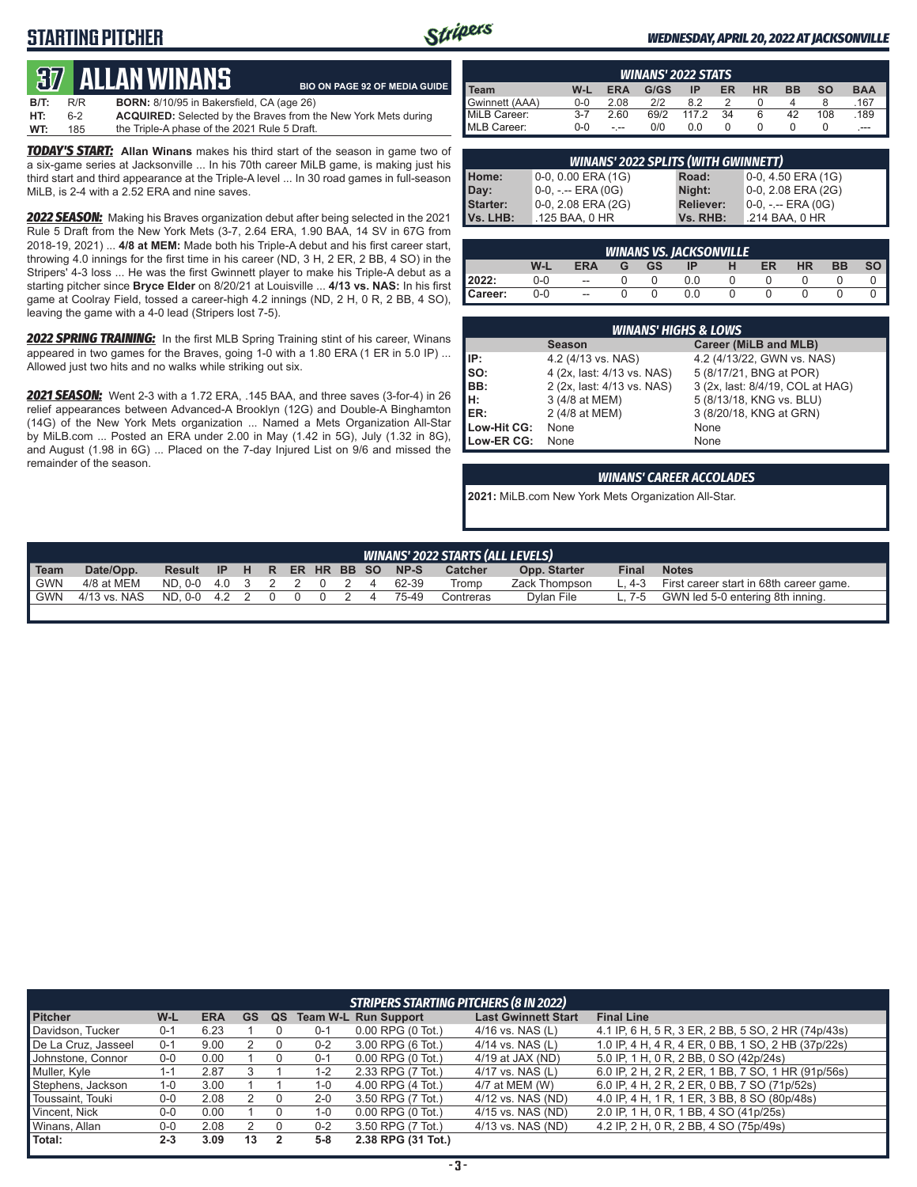# STARTING PITCHER

*WEDNESDAY, APRIL 20, 2022 AT JACKSONVILLE*

## 37 ALLAN WINANS

BIO ON PAGE 92 OF MEDIA GUIDE

| | | | |
|---|---|---|---|
| B/T: | R/R | BORN: | 8/10/95 in Bakersfield, CA (age 26) |
| HT: | 6-2 | ACQUIRED: | Selected by the Braves from the New York Mets during |
| WT: | 185 | | the Triple-A phase of the 2021 Rule 5 Draft. |

***TODAY'S START:*** **Allan Winans** makes his third start of the season in game two of a six-game series at Jacksonville ... In his 70th career MiLB game, is making just his third start and third appearance at the Triple-A level ... In 30 road games in full-season MiLB, is 2-4 with a 2.52 ERA and nine saves.

***2022 SEASON:*** Making his Braves organization debut after being selected in the 2021 Rule 5 Draft from the New York Mets (3-7, 2.64 ERA, 1.90 BAA, 14 SV in 67G from 2018-19, 2021) ... **4/8 at MEM:** Made both his Triple-A debut and his first career start, throwing 4.0 innings for the first time in his career (ND, 3 H, 2 ER, 2 BB, 4 SO) in the Stripers' 4-3 loss ... He was the first Gwinnett player to make his Triple-A debut as a starting pitcher since **Bryce Elder** on 8/20/21 at Louisville ... **4/13 vs. NAS:** In his first game at Coolray Field, tossed a career-high 4.2 innings (ND, 2 H, 0 R, 2 BB, 4 SO), leaving the game with a 4-0 lead (Stripers lost 7-5).

***2022 SPRING TRAINING:*** In the first MLB Spring Training stint of his career, Winans appeared in two games for the Braves, going 1-0 with a 1.80 ERA (1 ER in 5.0 IP) ... Allowed just two hits and no walks while striking out six.

***2021 SEASON:*** Went 2-3 with a 1.72 ERA, .145 BAA, and three saves (3-for-4) in 26 relief appearances between Advanced-A Brooklyn (12G) and Double-A Binghamton (14G) of the New York Mets organization ... Named a Mets Organization All-Star by MiLB.com ... Posted an ERA under 2.00 in May (1.42 in 5G), July (1.32 in 8G), and August (1.98 in 6G) ... Placed on the 7-day Injured List on 9/6 and missed the remainder of the season.

### WINANS' 2022 STATS

| Team | W-L | ERA | G/GS | IP | ER | HR | BB | SO | BAA |
|---|---|---|---|---|---|---|---|---|---|
| Gwinnett (AAA) | 0-0 | 2.08 | 2/2 | 8.2 | 2 | 0 | 4 | 8 | .167 |
| MiLB Career: | 3-7 | 2.60 | 69/2 | 117.2 | 34 | 6 | 42 | 108 | .189 |
| MLB Career: | 0-0 | -.-- | 0/0 | 0.0 | 0 | 0 | 0 | 0 | .--- |

### WINANS' 2022 SPLITS (WITH GWINNETT)

| | | | |
|---|---|---|---|
| Home: | 0-0, 0.00 ERA (1G) | Road: | 0-0, 4.50 ERA (1G) |
| Day: | 0-0, -.-- ERA (0G) | Night: | 0-0, 2.08 ERA (2G) |
| Starter: | 0-0, 2.08 ERA (2G) | Reliever: | 0-0, -.-- ERA (0G) |
| Vs. LHB: | .125 BAA, 0 HR | Vs. RHB: | .214 BAA, 0 HR |

### WINANS VS. JACKSONVILLE

| | W-L | ERA | G | GS | IP | H | ER | HR | BB | SO |
|---|---|---|---|---|---|---|---|---|---|---|
| 2022: | 0-0 | -- | 0 | 0 | 0.0 | 0 | 0 | 0 | 0 | 0 |
| Career: | 0-0 | -- | 0 | 0 | 0.0 | 0 | 0 | 0 | 0 | 0 |

### WINANS' HIGHS & LOWS

| | Season | Career (MiLB and MLB) |
|---|---|---|
| IP: | 4.2 (4/13 vs. NAS) | 4.2 (4/13/22, GWN vs. NAS) |
| SO: | 4 (2x, last: 4/13 vs. NAS) | 5 (8/17/21, BNG at POR) |
| BB: | 2 (2x, last: 4/13 vs. NAS) | 3 (2x, last: 8/4/19, COL at HAG) |
| H: | 3 (4/8 at MEM) | 5 (8/13/18, KNG vs. BLU) |
| ER: | 2 (4/8 at MEM) | 3 (8/20/18, KNG at GRN) |
| Low-Hit CG: | None | None |
| Low-ER CG: | None | None |

### WINANS' CAREER ACCOLADES

**2021:** MiLB.com New York Mets Organization All-Star.

### WINANS' 2022 STARTS (ALL LEVELS)

| Team | Date/Opp. | Result | IP | H | R | ER | HR | BB | SO | NP-S | Catcher | Opp. Starter | Final | Notes |
|---|---|---|---|---|---|---|---|---|---|---|---|---|---|---|
| GWN | 4/8 at MEM | ND, 0-0 | 4.0 | 3 | 2 | 2 | 0 | 2 | 4 | 62-39 | Tromp | Zack Thompson | L, 4-3 | First career start in 68th career game. |
| GWN | 4/13 vs. NAS | ND, 0-0 | 4.2 | 2 | 0 | 0 | 0 | 2 | 4 | 75-49 | Contreras | Dylan File | L, 7-5 | GWN led 5-0 entering 8th inning. |

### STRIPERS STARTING PITCHERS (8 IN 2022)

| Pitcher | W-L | ERA | GS | QS | Team W-L | Run Support | Last Gwinnett Start | Final Line |
|---|---|---|---|---|---|---|---|---|
| Davidson, Tucker | 0-1 | 6.23 | 1 | 0 | 0-1 | 0.00 RPG (0 Tot.) | 4/16 vs. NAS (L) | 4.1 IP, 6 H, 5 R, 3 ER, 2 BB, 5 SO, 2 HR (74p/43s) |
| De La Cruz, Jasseel | 0-1 | 9.00 | 2 | 0 | 0-2 | 3.00 RPG (6 Tot.) | 4/14 vs. NAS (L) | 1.0 IP, 4 H, 4 R, 4 ER, 0 BB, 1 SO, 2 HR (37p/22s) |
| Johnstone, Connor | 0-0 | 0.00 | 1 | 0 | 0-1 | 0.00 RPG (0 Tot.) | 4/19 at JAX (ND) | 5.0 IP, 1 H, 0 R, 2 BB, 0 SO (42p/24s) |
| Muller, Kyle | 1-1 | 2.87 | 3 | 1 | 1-2 | 2.33 RPG (7 Tot.) | 4/17 vs. NAS (L) | 6.0 IP, 2 H, 2 R, 2 ER, 1 BB, 7 SO, 1 HR (91p/56s) |
| Stephens, Jackson | 1-0 | 3.00 | 1 | 1 | 1-0 | 4.00 RPG (4 Tot.) | 4/7 at MEM (W) | 6.0 IP, 4 H, 2 R, 2 ER, 0 BB, 7 SO (71p/52s) |
| Toussaint, Touki | 0-0 | 2.08 | 2 | 0 | 2-0 | 3.50 RPG (7 Tot.) | 4/12 vs. NAS (ND) | 4.0 IP, 4 H, 1 R, 1 ER, 3 BB, 8 SO (80p/48s) |
| Vincent, Nick | 0-0 | 0.00 | 1 | 0 | 1-0 | 0.00 RPG (0 Tot.) | 4/15 vs. NAS (ND) | 2.0 IP, 1 H, 0 R, 1 BB, 4 SO (41p/25s) |
| Winans, Allan | 0-0 | 2.08 | 2 | 0 | 0-2 | 3.50 RPG (7 Tot.) | 4/13 vs. NAS (ND) | 4.2 IP, 2 H, 0 R, 2 BB, 4 SO (75p/49s) |
| **Total:** | **2-3** | **3.09** | **13** | **2** | **5-8** | **2.38 RPG (31 Tot.)** | | |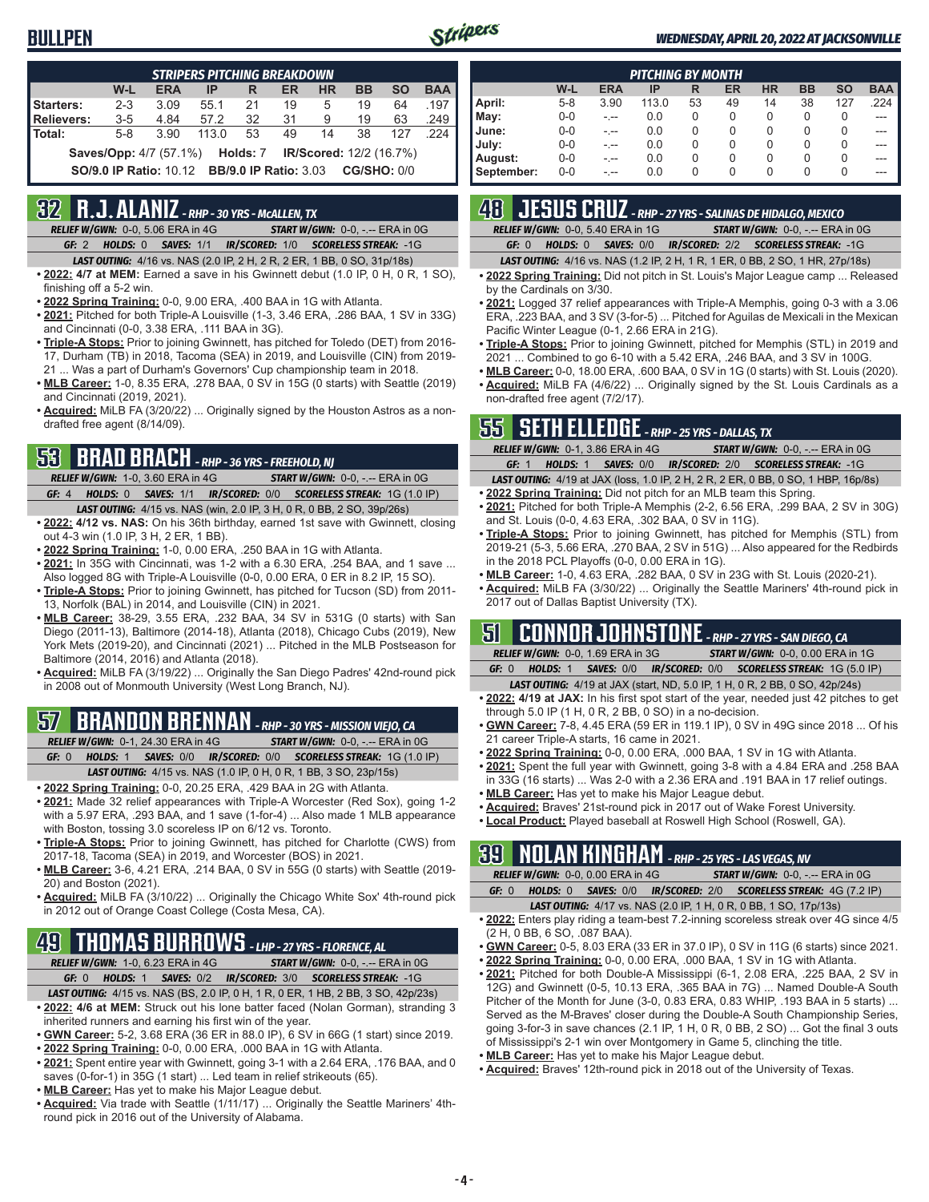# BULLPEN

### STRIPERS PITCHING BREAKDOWN

| | W-L | ERA | IP | R | ER | HR | BB | SO | BAA |
|---|---|---|---|---|---|---|---|---|---|
| Starters: | 2-3 | 3.09 | 55.1 | 21 | 19 | 5 | 19 | 64 | .197 |
| Relievers: | 3-5 | 4.84 | 57.2 | 32 | 31 | 9 | 19 | 63 | .249 |
| Total: | 5-8 | 3.90 | 113.0 | 53 | 49 | 14 | 38 | 127 | .224 |

**Saves/Opp:** 4/7 (57.1%) **Holds:** 7 **IR/Scored:** 12/2 (16.7%)

**SO/9.0 IP Ratio:** 10.12 **BB/9.0 IP Ratio:** 3.03 **CG/SHO:** 0/0

### PITCHING BY MONTH

| | W-L | ERA | IP | R | ER | HR | BB | SO | BAA |
|---|---|---|---|---|---|---|---|---|---|
| April: | 5-8 | 3.90 | 113.0 | 53 | 49 | 14 | 38 | 127 | .224 |
| May: | 0-0 | -.-- | 0.0 | 0 | 0 | 0 | 0 | 0 | --- |
| June: | 0-0 | -.-- | 0.0 | 0 | 0 | 0 | 0 | 0 | --- |
| July: | 0-0 | -.-- | 0.0 | 0 | 0 | 0 | 0 | 0 | --- |
| August: | 0-0 | -.-- | 0.0 | 0 | 0 | 0 | 0 | 0 | --- |
| September: | 0-0 | -.-- | 0.0 | 0 | 0 | 0 | 0 | 0 | --- |

## 32 R.J. ALANIZ - RHP - 30 YRS - McALLEN, TX

*RELIEF W/GWN:* 0-0, 5.06 ERA in 4G *START W/GWN:* 0-0, -.-- ERA in 0G

*GF:* 2 *HOLDS:* 0 *SAVES:* 1/1 *IR/SCORED:* 1/0 *SCORELESS STREAK:* -1G

*LAST OUTING:* 4/16 vs. NAS (2.0 IP, 2 H, 2 R, 2 ER, 1 BB, 0 SO, 31p/18s)

- **2022: 4/7 at MEM:** Earned a save in his Gwinnett debut (1.0 IP, 0 H, 0 R, 1 SO), finishing off a 5-2 win.
- **2022 Spring Training:** 0-0, 9.00 ERA, .400 BAA in 1G with Atlanta.
- **2021:** Pitched for both Triple-A Louisville (1-3, 3.46 ERA, .286 BAA, 1 SV in 33G) and Cincinnati (0-0, 3.38 ERA, .111 BAA in 3G).
- **Triple-A Stops:** Prior to joining Gwinnett, has pitched for Toledo (DET) from 2016-17, Durham (TB) in 2018, Tacoma (SEA) in 2019, and Louisville (CIN) from 2019-21 ... Was a part of Durham's Governors' Cup championship team in 2018.
- **MLB Career:** 1-0, 8.35 ERA, .278 BAA, 0 SV in 15G (0 starts) with Seattle (2019) and Cincinnati (2019, 2021).
- **Acquired:** MiLB FA (3/20/22) ... Originally signed by the Houston Astros as a non-drafted free agent (8/14/09).

## 53 BRAD BRACH - RHP - 36 YRS - FREEHOLD, NJ

*RELIEF W/GWN:* 1-0, 3.60 ERA in 4G *START W/GWN:* 0-0, -.-- ERA in 0G

*GF:* 4 *HOLDS:* 0 *SAVES:* 1/1 *IR/SCORED:* 0/0 *SCORELESS STREAK:* 1G (1.0 IP)

*LAST OUTING:* 4/15 vs. NAS (win, 2.0 IP, 3 H, 0 R, 0 BB, 2 SO, 39p/26s)

- **2022: 4/12 vs. NAS:** On his 36th birthday, earned 1st save with Gwinnett, closing out 4-3 win (1.0 IP, 3 H, 2 ER, 1 BB).
- **2022 Spring Training:** 1-0, 0.00 ERA, .250 BAA in 1G with Atlanta.
- **2021:** In 35G with Cincinnati, was 1-2 with a 6.30 ERA, .254 BAA, and 1 save ... Also logged 8G with Triple-A Louisville (0-0, 0.00 ERA, 0 ER in 8.2 IP, 15 SO).
- **Triple-A Stops:** Prior to joining Gwinnett, has pitched for Tucson (SD) from 2011-13, Norfolk (BAL) in 2014, and Louisville (CIN) in 2021.
- **MLB Career:** 38-29, 3.55 ERA, .232 BAA, 34 SV in 531G (0 starts) with San Diego (2011-13), Baltimore (2014-18), Atlanta (2018), Chicago Cubs (2019), New York Mets (2019-20), and Cincinnati (2021) ... Pitched in the MLB Postseason for Baltimore (2014, 2016) and Atlanta (2018).
- **Acquired:** MiLB FA (3/19/22) ... Originally the San Diego Padres' 42nd-round pick in 2008 out of Monmouth University (West Long Branch, NJ).

## 57 BRANDON BRENNAN - RHP - 30 YRS - MISSION VIEJO, CA

*RELIEF W/GWN:* 0-1, 24.30 ERA in 4G *START W/GWN:* 0-0, -.-- ERA in 0G

*GF:* 0 *HOLDS:* 1 *SAVES:* 0/0 *IR/SCORED:* 0/0 *SCORELESS STREAK:* 1G (1.0 IP)

*LAST OUTING:* 4/15 vs. NAS (1.0 IP, 0 H, 0 R, 1 BB, 3 SO, 23p/15s)

- **2022 Spring Training:** 0-0, 20.25 ERA, .429 BAA in 2G with Atlanta.
- **2021:** Made 32 relief appearances with Triple-A Worcester (Red Sox), going 1-2 with a 5.97 ERA, .293 BAA, and 1 save (1-for-4) ... Also made 1 MLB appearance with Boston, tossing 3.0 scoreless IP on 6/12 vs. Toronto.
- **Triple-A Stops:** Prior to joining Gwinnett, has pitched for Charlotte (CWS) from 2017-18, Tacoma (SEA) in 2019, and Worcester (BOS) in 2021.
- **MLB Career:** 3-6, 4.21 ERA, .214 BAA, 0 SV in 55G (0 starts) with Seattle (2019-20) and Boston (2021).
- **Acquired:** MiLB FA (3/10/22) ... Originally the Chicago White Sox' 4th-round pick in 2012 out of Orange Coast College (Costa Mesa, CA).

## 49 THOMAS BURROWS - LHP - 27 YRS - FLORENCE, AL

*RELIEF W/GWN:* 1-0, 6.23 ERA in 4G *START W/GWN:* 0-0, -.-- ERA in 0G

*GF:* 0 *HOLDS:* 1 *SAVES:* 0/2 *IR/SCORED:* 3/0 *SCORELESS STREAK:* -1G

*LAST OUTING:* 4/15 vs. NAS (BS, 2.0 IP, 0 H, 1 R, 0 ER, 1 HB, 2 BB, 3 SO, 42p/23s)

- **2022: 4/6 at MEM:** Struck out his lone batter faced (Nolan Gorman), stranding 3 inherited runners and earning his first win of the year.
- **GWN Career:** 5-2, 3.68 ERA (36 ER in 88.0 IP), 6 SV in 66G (1 start) since 2019.
- **2022 Spring Training:** 0-0, 0.00 ERA, .000 BAA in 1G with Atlanta.
- **2021:** Spent entire year with Gwinnett, going 3-1 with a 2.64 ERA, .176 BAA, and 0 saves (0-for-1) in 35G (1 start) ... Led team in relief strikeouts (65).
- **MLB Career:** Has yet to make his Major League debut.
- **Acquired:** Via trade with Seattle (1/11/17) ... Originally the Seattle Mariners' 4th-round pick in 2016 out of the University of Alabama.

## 48 JESUS CRUZ - RHP - 27 YRS - SALINAS DE HIDALGO, MEXICO

*RELIEF W/GWN:* 0-0, 5.40 ERA in 1G *START W/GWN:* 0-0, -.-- ERA in 0G

*GF:* 0 *HOLDS:* 0 *SAVES:* 0/0 *IR/SCORED:* 2/2 *SCORELESS STREAK:* -1G

*LAST OUTING:* 4/16 vs. NAS (1.2 IP, 2 H, 1 R, 1 ER, 0 BB, 2 SO, 1 HR, 27p/18s)

- **2022 Spring Training:** Did not pitch in St. Louis's Major League camp ... Released by the Cardinals on 3/30.
- **2021:** Logged 37 relief appearances with Triple-A Memphis, going 0-3 with a 3.06 ERA, .223 BAA, and 3 SV (3-for-5) ... Pitched for Aguilas de Mexicali in the Mexican Pacific Winter League (0-1, 2.66 ERA in 21G).
- **Triple-A Stops:** Prior to joining Gwinnett, pitched for Memphis (STL) in 2019 and 2021 ... Combined to go 6-10 with a 5.42 ERA, .246 BAA, and 3 SV in 100G.
- **MLB Career:** 0-0, 18.00 ERA, .600 BAA, 0 SV in 1G (0 starts) with St. Louis (2020).
- **Acquired:** MiLB FA (4/6/22) ... Originally signed by the St. Louis Cardinals as a non-drafted free agent (7/2/17).

## 55 SETH ELLEDGE - RHP - 25 YRS - DALLAS, TX

*RELIEF W/GWN:* 0-1, 3.86 ERA in 4G *START W/GWN:* 0-0, -.-- ERA in 0G

*GF:* 1 *HOLDS:* 1 *SAVES:* 0/0 *IR/SCORED:* 2/0 *SCORELESS STREAK:* -1G

*LAST OUTING:* 4/19 at JAX (loss, 1.0 IP, 2 H, 2 R, 2 ER, 0 BB, 0 SO, 1 HBP, 16p/8s)

- **2022 Spring Training:** Did not pitch for an MLB team this Spring.
- **2021:** Pitched for both Triple-A Memphis (2-2, 6.56 ERA, .299 BAA, 2 SV in 30G) and St. Louis (0-0, 4.63 ERA, .302 BAA, 0 SV in 11G).
- **Triple-A Stops:** Prior to joining Gwinnett, has pitched for Memphis (STL) from 2019-21 (5-3, 5.66 ERA, .270 BAA, 2 SV in 51G) ... Also appeared for the Redbirds in the 2018 PCL Playoffs (0-0, 0.00 ERA in 1G).
- **MLB Career:** 1-0, 4.63 ERA, .282 BAA, 0 SV in 23G with St. Louis (2020-21).
- **Acquired:** MiLB FA (3/30/22) ... Originally the Seattle Mariners' 4th-round pick in 2017 out of Dallas Baptist University (TX).

## 51 CONNOR JOHNSTONE - RHP - 27 YRS - SAN DIEGO, CA

*RELIEF W/GWN:* 0-0, 1.69 ERA in 3G *START W/GWN:* 0-0, 0.00 ERA in 1G

*GF:* 0 *HOLDS:* 1 *SAVES:* 0/0 *IR/SCORED:* 0/0 *SCORELESS STREAK:* 1G (5.0 IP)

*LAST OUTING:* 4/19 at JAX (start, ND, 5.0 IP, 1 H, 0 R, 2 BB, 0 SO, 42p/24s)

- **2022: 4/19 at JAX:** In his first spot start of the year, needed just 42 pitches to get through 5.0 IP (1 H, 0 R, 2 BB, 0 SO) in a no-decision.
- **GWN Career:** 7-8, 4.45 ERA (59 ER in 119.1 IP), 0 SV in 49G since 2018 ... Of his 21 career Triple-A starts, 16 came in 2021.
- **2022 Spring Training:** 0-0, 0.00 ERA, .000 BAA, 1 SV in 1G with Atlanta.
- **2021:** Spent the full year with Gwinnett, going 3-8 with a 4.84 ERA and .258 BAA in 33G (16 starts) ... Was 2-0 with a 2.36 ERA and .191 BAA in 17 relief outings.
- **MLB Career:** Has yet to make his Major League debut.
- **Acquired:** Braves' 21st-round pick in 2017 out of Wake Forest University.
- **Local Product:** Played baseball at Roswell High School (Roswell, GA).

## 39 NOLAN KINGHAM - RHP - 25 YRS - LAS VEGAS, NV

*RELIEF W/GWN:* 0-0, 0.00 ERA in 4G *START W/GWN:* 0-0, -.-- ERA in 0G

*GF:* 0 *HOLDS:* 0 *SAVES:* 0/0 *IR/SCORED:* 2/0 *SCORELESS STREAK:* 4G (7.2 IP)

*LAST OUTING:* 4/17 vs. NAS (2.0 IP, 1 H, 0 R, 0 BB, 1 SO, 17p/13s)

- **2022:** Enters play riding a team-best 7.2-inning scoreless streak over 4G since 4/5 (2 H, 0 BB, 6 SO, .087 BAA).
- **GWN Career:** 0-5, 8.03 ERA (33 ER in 37.0 IP), 0 SV in 11G (6 starts) since 2021.
- **2022 Spring Training:** 0-0, 0.00 ERA, .000 BAA, 1 SV in 1G with Atlanta.
- **2021:** Pitched for both Double-A Mississippi (6-1, 2.08 ERA, .225 BAA, 2 SV in 12G) and Gwinnett (0-5, 10.13 ERA, .365 BAA in 7G) ... Named Double-A South Pitcher of the Month for June (3-0, 0.83 ERA, 0.83 WHIP, .193 BAA in 5 starts) ... Served as the M-Braves' closer during the Double-A South Championship Series, going 3-for-3 in save chances (2.1 IP, 1 H, 0 R, 0 BB, 2 SO) ... Got the final 3 outs of Mississippi's 2-1 win over Montgomery in Game 5, clinching the title.
- **MLB Career:** Has yet to make his Major League debut.
- **Acquired:** Braves' 12th-round pick in 2018 out of the University of Texas.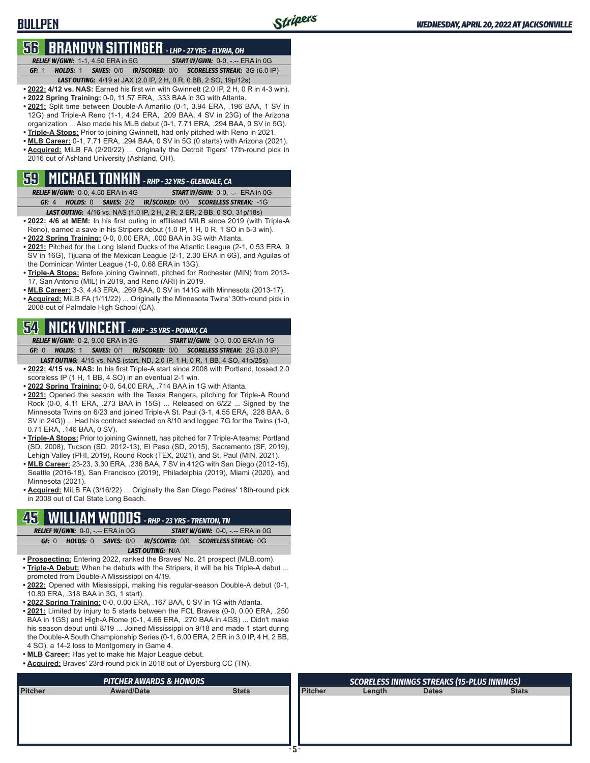## BULLPEN

## 56 BRANDYN SITTINGER - LHP - 27 YRS - ELYRIA, OH

*RELIEF W/GWN:* 1-1, 4.50 ERA in 5G *START W/GWN:* 0-0, -.-- ERA in 0G

*GF:* 1 *HOLDS:* 1 *SAVES:* 0/0 *IR/SCORED:* 0/0 *SCORELESS STREAK:* 3G (6.0 IP)

*LAST OUTING:* 4/19 at JAX (2.0 IP, 2 H, 0 R, 0 BB, 2 SO, 19p/12s)

- **2022: 4/12 vs. NAS:** Earned his first win with Gwinnett (2.0 IP, 2 H, 0 R in 4-3 win).
- **2022 Spring Training:** 0-0, 11.57 ERA, .333 BAA in 3G with Atlanta.
- **2021:** Split time between Double-A Amarillo (0-1, 3.94 ERA, .196 BAA, 1 SV in 12G) and Triple-A Reno (1-1, 4.24 ERA, .209 BAA, 4 SV in 23G) of the Arizona organization ... Also made his MLB debut (0-1, 7.71 ERA, .294 BAA, 0 SV in 5G).
- **Triple-A Stops:** Prior to joining Gwinnett, had only pitched with Reno in 2021.
- **MLB Career:** 0-1, 7.71 ERA, .294 BAA, 0 SV in 5G (0 starts) with Arizona (2021).
- **Acquired:** MiLB FA (2/20/22) ... Originally the Detroit Tigers' 17th-round pick in 2016 out of Ashland University (Ashland, OH).

## 59 MICHAEL TONKIN - RHP - 32 YRS - GLENDALE, CA

*RELIEF W/GWN:* 0-0, 4.50 ERA in 4G *START W/GWN:* 0-0, -.-- ERA in 0G

*GF:* 4 *HOLDS:* 0 *SAVES:* 2/2 *IR/SCORED:* 0/0 *SCORELESS STREAK:* -1G

*LAST OUTING:* 4/16 vs. NAS (1.0 IP, 2 H, 2 R, 2 ER, 2 BB, 0 SO, 31p/18s)

- **2022: 4/6 at MEM:** In his first outing in affiliated MiLB since 2019 (with Triple-A Reno), earned a save in his Stripers debut (1.0 IP, 1 H, 0 R, 1 SO in 5-3 win).
- **2022 Spring Training:** 0-0, 0.00 ERA, .000 BAA in 3G with Atlanta.
- **2021:** Pitched for the Long Island Ducks of the Atlantic League (2-1, 0.53 ERA, 9 SV in 16G), Tijuana of the Mexican League (2-1, 2.00 ERA in 6G), and Aguilas of the Dominican Winter League (1-0, 0.68 ERA in 13G).
- **Triple-A Stops:** Before joining Gwinnett, pitched for Rochester (MIN) from 2013-17, San Antonio (MIL) in 2019, and Reno (ARI) in 2019.
- **MLB Career:** 3-3, 4.43 ERA, .269 BAA, 0 SV in 141G with Minnesota (2013-17).
- **Acquired:** MiLB FA (1/11/22) ... Originally the Minnesota Twins' 30th-round pick in 2008 out of Palmdale High School (CA).

## 54 NICK VINCENT - RHP - 35 YRS - POWAY, CA

*RELIEF W/GWN:* 0-2, 9.00 ERA in 3G *START W/GWN:* 0-0, 0.00 ERA in 1G

*GF:* 0 *HOLDS:* 1 *SAVES:* 0/1 *IR/SCORED:* 0/0 *SCORELESS STREAK:* 2G (3.0 IP)

*LAST OUTING:* 4/15 vs. NAS (start, ND, 2.0 IP, 1 H, 0 R, 1 BB, 4 SO, 41p/25s)

- **2022: 4/15 vs. NAS:** In his first Triple-A start since 2008 with Portland, tossed 2.0 scoreless IP (1 H, 1 BB, 4 SO) in an eventual 2-1 win.
- **2022 Spring Training:** 0-0, 54.00 ERA, .714 BAA in 1G with Atlanta.
- **2021:** Opened the season with the Texas Rangers, pitching for Triple-A Round Rock (0-0, 4.11 ERA, .273 BAA in 15G) ... Released on 6/22 ... Signed by the Minnesota Twins on 6/23 and joined Triple-A St. Paul (3-1, 4.55 ERA, .228 BAA, 6 SV in 24G)) ... Had his contract selected on 8/10 and logged 7G for the Twins (1-0, 0.71 ERA, .146 BAA, 0 SV).
- **Triple-A Stops:** Prior to joining Gwinnett, has pitched for 7 Triple-A teams: Portland (SD, 2008), Tucson (SD, 2012-13), El Paso (SD, 2015), Sacramento (SF, 2019), Lehigh Valley (PHI, 2019), Round Rock (TEX, 2021), and St. Paul (MIN, 2021).
- **MLB Career:** 23-23, 3.30 ERA, .236 BAA, 7 SV in 412G with San Diego (2012-15), Seattle (2016-18), San Francisco (2019), Philadelphia (2019), Miami (2020), and Minnesota (2021).
- **Acquired:** MiLB FA (3/16/22) ... Originally the San Diego Padres' 18th-round pick in 2008 out of Cal State Long Beach.

## 45 WILLIAM WOODS - RHP - 23 YRS - TRENTON, TN

*RELIEF W/GWN:* 0-0, -.-- ERA in 0G *START W/GWN:* 0-0, -.-- ERA in 0G

*GF:* 0 *HOLDS:* 0 *SAVES:* 0/0 *IR/SCORED:* 0/0 *SCORELESS STREAK:* 0G

*LAST OUTING:* N/A

- **Prospecting:** Entering 2022, ranked the Braves' No. 21 prospect (MLB.com).
- **Triple-A Debut:** When he debuts with the Stripers, it will be his Triple-A debut ... promoted from Double-A Mississippi on 4/19.
- **2022:** Opened with Mississippi, making his regular-season Double-A debut (0-1, 10.80 ERA, .318 BAA in 3G, 1 start).
- **2022 Spring Training:** 0-0, 0.00 ERA, .167 BAA, 0 SV in 1G with Atlanta.
- **2021:** Limited by injury to 5 starts between the FCL Braves (0-0, 0.00 ERA, .250 BAA in 1GS) and High-A Rome (0-1, 4.66 ERA, .270 BAA in 4GS) ... Didn't make his season debut until 8/19 ... Joined Mississippi on 9/18 and made 1 start during the Double-A South Championship Series (0-1, 6.00 ERA, 2 ER in 3.0 IP, 4 H, 2 BB, 4 SO), a 14-2 loss to Montgomery in Game 4.
- **MLB Career:** Has yet to make his Major League debut.
- **Acquired:** Braves' 23rd-round pick in 2018 out of Dyersburg CC (TN).

### PITCHER AWARDS & HONORS

| Pitcher | Award/Date | Stats |
| --- | --- | --- |

### SCORELESS INNINGS STREAKS (15-PLUS INNINGS)

| Pitcher | Length | Dates | Stats |
| --- | --- | --- | --- |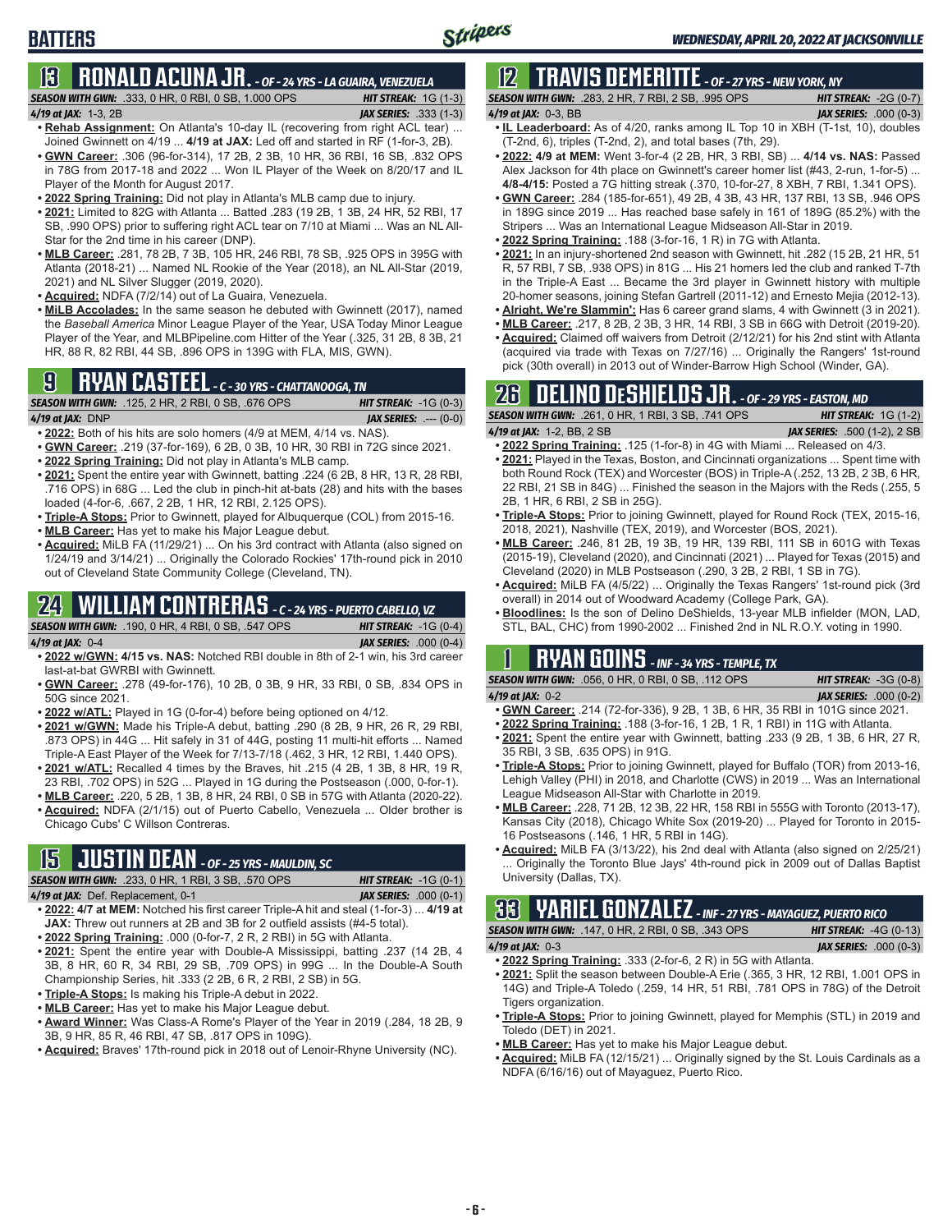# BATTERS

## 13 RONALD ACUNA JR. - OF - 24 YRS - LA GUAIRA, VENEZUELA

**SEASON WITH GWN:** .333, 0 HR, 0 RBI, 0 SB, 1.000 OPS — **HIT STREAK:** 1G (1-3)
**4/19 at JAX:** 1-3, 2B — **JAX SERIES:** .333 (1-3)

- **Rehab Assignment:** On Atlanta's 10-day IL (recovering from right ACL tear) ... Joined Gwinnett on 4/19 ... **4/19 at JAX:** Led off and started in RF (1-for-3, 2B).
- **GWN Career:** .306 (96-for-314), 17 2B, 2 3B, 10 HR, 36 RBI, 16 SB, .832 OPS in 78G from 2017-18 and 2022 ... Won IL Player of the Week on 8/20/17 and IL Player of the Month for August 2017.
- **2022 Spring Training:** Did not play in Atlanta's MLB camp due to injury.
- **2021:** Limited to 82G with Atlanta ... Batted .283 (19 2B, 1 3B, 24 HR, 52 RBI, 17 SB, .990 OPS) prior to suffering right ACL tear on 7/10 at Miami ... Was an NL All-Star for the 2nd time in his career (DNP).
- **MLB Career:** .281, 78 2B, 7 3B, 105 HR, 246 RBI, 78 SB, .925 OPS in 395G with Atlanta (2018-21) ... Named NL Rookie of the Year (2018), an NL All-Star (2019, 2021) and NL Silver Slugger (2019, 2020).
- **Acquired:** NDFA (7/2/14) out of La Guaira, Venezuela.
- **MiLB Accolades:** In the same season he debuted with Gwinnett (2017), named the *Baseball America* Minor League Player of the Year, USA Today Minor League Player of the Year, and MLBPipeline.com Hitter of the Year (.325, 31 2B, 8 3B, 21 HR, 88 R, 82 RBI, 44 SB, .896 OPS in 139G with FLA, MIS, GWN).

## 9 RYAN CASTEEL - C - 30 YRS - CHATTANOOGA, TN

**SEASON WITH GWN:** .125, 2 HR, 2 RBI, 0 SB, .676 OPS — **HIT STREAK:** -1G (0-3)
**4/19 at JAX:** DNP — **JAX SERIES:** .--- (0-0)

- **2022:** Both of his hits are solo homers (4/9 at MEM, 4/14 vs. NAS).
- **GWN Career:** .219 (37-for-169), 6 2B, 0 3B, 10 HR, 30 RBI in 72G since 2021.
- **2022 Spring Training:** Did not play in Atlanta's MLB camp.
- **2021:** Spent the entire year with Gwinnett, batting .224 (6 2B, 8 HR, 13 R, 28 RBI, .716 OPS) in 68G ... Led the club in pinch-hit at-bats (28) and hits with the bases loaded (4-for-6, .667, 2 2B, 1 HR, 12 RBI, 2.125 OPS).
- **Triple-A Stops:** Prior to Gwinnett, played for Albuquerque (COL) from 2015-16.
- **MLB Career:** Has yet to make his Major League debut.
- **Acquired:** MiLB FA (11/29/21) ... On his 3rd contract with Atlanta (also signed on 1/24/19 and 3/14/21) ... Originally the Colorado Rockies' 17th-round pick in 2010 out of Cleveland State Community College (Cleveland, TN).

## 24 WILLIAM CONTRERAS - C - 24 YRS - PUERTO CABELLO, VZ

**SEASON WITH GWN:** .190, 0 HR, 4 RBI, 0 SB, .547 OPS — **HIT STREAK:** -1G (0-4)
**4/19 at JAX:** 0-4 — **JAX SERIES:** .000 (0-4)

- **2022 w/GWN:** **4/15 vs. NAS:** Notched RBI double in 8th of 2-1 win, his 3rd career last-at-bat GWRBI with Gwinnett.
- **GWN Career:** .278 (49-for-176), 10 2B, 0 3B, 9 HR, 33 RBI, 0 SB, .834 OPS in 50G since 2021.
- **2022 w/ATL:** Played in 1G (0-for-4) before being optioned on 4/12.
- **2021 w/GWN:** Made his Triple-A debut, batting .290 (8 2B, 9 HR, 26 R, 29 RBI, .873 OPS) in 44G ... Hit safely in 31 of 44G, posting 11 multi-hit efforts ... Named Triple-A East Player of the Week for 7/13-7/18 (.462, 3 HR, 12 RBI, 1.440 OPS).
- **2021 w/ATL:** Recalled 4 times by the Braves, hit .215 (4 2B, 1 3B, 8 HR, 19 R, 23 RBI, .702 OPS) in 52G ... Played in 1G during the Postseason (.000, 0-for-1).
- **MLB Career:** .220, 5 2B, 1 3B, 8 HR, 24 RBI, 0 SB in 57G with Atlanta (2020-22).
- **Acquired:** NDFA (2/1/15) out of Puerto Cabello, Venezuela ... Older brother is Chicago Cubs' C Willson Contreras.

## 15 JUSTIN DEAN - OF - 25 YRS - MAULDIN, SC

**SEASON WITH GWN:** .233, 0 HR, 1 RBI, 3 SB, .570 OPS — **HIT STREAK:** -1G (0-1)
**4/19 at JAX:** Def. Replacement, 0-1 — **JAX SERIES:** .000 (0-1)

- **2022:** **4/7 at MEM:** Notched his first career Triple-A hit and steal (1-for-3) ... **4/19 at JAX:** Threw out runners at 2B and 3B for 2 outfield assists (#4-5 total).
- **2022 Spring Training:** .000 (0-for-7, 2 R, 2 RBI) in 5G with Atlanta.
- **2021:** Spent the entire year with Double-A Mississippi, batting .237 (14 2B, 4 3B, 8 HR, 60 R, 34 RBI, 29 SB, .709 OPS) in 99G ... In the Double-A South Championship Series, hit .333 (2 2B, 6 R, 2 RBI, 2 SB) in 5G.
- **Triple-A Stops:** Is making his Triple-A debut in 2022.
- **MLB Career:** Has yet to make his Major League debut.
- **Award Winner:** Was Class-A Rome's Player of the Year in 2019 (.284, 18 2B, 9 3B, 9 HR, 85 R, 46 RBI, 47 SB, .817 OPS in 109G).
- **Acquired:** Braves' 17th-round pick in 2018 out of Lenoir-Rhyne University (NC).

## 12 TRAVIS DEMERITTE - OF - 27 YRS - NEW YORK, NY

**SEASON WITH GWN:** .283, 2 HR, 7 RBI, 2 SB, .995 OPS — **HIT STREAK:** -2G (0-7)
**4/19 at JAX:** 0-3, BB — **JAX SERIES:** .000 (0-3)

- **IL Leaderboard:** As of 4/20, ranks among IL Top 10 in XBH (T-1st, 10), doubles (T-2nd, 6), triples (T-2nd, 2), and total bases (7th, 29).
- **2022:** **4/9 at MEM:** Went 3-for-4 (2 2B, HR, 3 RBI, SB) ... **4/14 vs. NAS:** Passed Alex Jackson for 4th place on Gwinnett's career homer list (#43, 2-run, 1-for-5) ... **4/8-4/15:** Posted a 7G hitting streak (.370, 10-for-27, 8 XBH, 7 RBI, 1.341 OPS).
- **GWN Career:** .284 (185-for-651), 49 2B, 4 3B, 43 HR, 137 RBI, 13 SB, .946 OPS in 189G since 2019 ... Has reached base safely in 161 of 189G (85.2%) with the Stripers ... Was an International League Midseason All-Star in 2019.
- **2022 Spring Training:** .188 (3-for-16, 1 R) in 7G with Atlanta.
- **2021:** In an injury-shortened 2nd season with Gwinnett, hit .282 (15 2B, 21 HR, 51 R, 57 RBI, 7 SB, .938 OPS) in 81G ... His 21 homers led the club and ranked T-7th in the Triple-A East ... Became the 3rd player in Gwinnett history with multiple 20-homer seasons, joining Stefan Gartrell (2011-12) and Ernesto Mejia (2012-13).
- **Alright, We're Slammin':** Has 6 career grand slams, 4 with Gwinnett (3 in 2021).
- **MLB Career:** .217, 8 2B, 2 3B, 3 HR, 14 RBI, 3 SB in 66G with Detroit (2019-20).
- **Acquired:** Claimed off waivers from Detroit (2/12/21) for his 2nd stint with Atlanta (acquired via trade with Texas on 7/27/16) ... Originally the Rangers' 1st-round pick (30th overall) in 2013 out of Winder-Barrow High School (Winder, GA).

## 26 DELINO DESHIELDS JR. - OF - 29 YRS - EASTON, MD

**SEASON WITH GWN:** .261, 0 HR, 1 RBI, 3 SB, .741 OPS — **HIT STREAK:** 1G (1-2)
**4/19 at JAX:** 1-2, BB, 2 SB — **JAX SERIES:** .500 (1-2), 2 SB

- **2022 Spring Training:** .125 (1-for-8) in 4G with Miami ... Released on 4/3.
- **2021:** Played in the Texas, Boston, and Cincinnati organizations ... Spent time with both Round Rock (TEX) and Worcester (BOS) in Triple-A (.252, 13 2B, 2 3B, 6 HR, 22 RBI, 21 SB in 84G) ... Finished the season in the Majors with the Reds (.255, 5 2B, 1 HR, 6 RBI, 2 SB in 25G).
- **Triple-A Stops:** Prior to joining Gwinnett, played for Round Rock (TEX, 2015-16, 2018, 2021), Nashville (TEX, 2019), and Worcester (BOS, 2021).
- **MLB Career:** .246, 81 2B, 19 3B, 19 HR, 139 RBI, 111 SB in 601G with Texas (2015-19), Cleveland (2020), and Cincinnati (2021) ... Played for Texas (2015) and Cleveland (2020) in MLB Postseason (.290, 3 2B, 2 RBI, 1 SB in 7G).
- **Acquired:** MiLB FA (4/5/22) ... Originally the Texas Rangers' 1st-round pick (3rd overall) in 2014 out of Woodward Academy (College Park, GA).
- **Bloodlines:** Is the son of Delino DeShields, 13-year MLB infielder (MON, LAD, STL, BAL, CHC) from 1990-2002 ... Finished 2nd in NL R.O.Y. voting in 1990.

## 1 RYAN GOINS - INF - 34 YRS - TEMPLE, TX

**SEASON WITH GWN:** .056, 0 HR, 0 RBI, 0 SB, .112 OPS — **HIT STREAK:** -3G (0-8)
**4/19 at JAX:** 0-2 — **JAX SERIES:** .000 (0-2)

- **GWN Career:** .214 (72-for-336), 9 2B, 1 3B, 6 HR, 35 RBI in 101G since 2021.
- **2022 Spring Training:** .188 (3-for-16, 1 2B, 1 R, 1 RBI) in 11G with Atlanta.
- **2021:** Spent the entire year with Gwinnett, batting .233 (9 2B, 1 3B, 6 HR, 27 R, 35 RBI, 3 SB, .635 OPS) in 91G.
- **Triple-A Stops:** Prior to joining Gwinnett, played for Buffalo (TOR) from 2013-16, Lehigh Valley (PHI) in 2018, and Charlotte (CWS) in 2019 ... Was an International League Midseason All-Star with Charlotte in 2019.
- **MLB Career:** .228, 71 2B, 12 3B, 22 HR, 158 RBI in 555G with Toronto (2013-17), Kansas City (2018), Chicago White Sox (2019-20) ... Played for Toronto in 2015-16 Postseasons (.146, 1 HR, 5 RBI in 14G).
- **Acquired:** MiLB FA (3/13/22), his 2nd deal with Atlanta (also signed on 2/25/21) ... Originally the Toronto Blue Jays' 4th-round pick in 2009 out of Dallas Baptist University (Dallas, TX).

## 33 YARIEL GONZALEZ - INF - 27 YRS - MAYAGUEZ, PUERTO RICO

**SEASON WITH GWN:** .147, 0 HR, 2 RBI, 0 SB, .343 OPS — **HIT STREAK:** -4G (0-13)
**4/19 at JAX:** 0-3 — **JAX SERIES:** .000 (0-3)

- **2022 Spring Training:** .333 (2-for-6, 2 R) in 5G with Atlanta.
- **2021:** Split the season between Double-A Erie (.365, 3 HR, 12 RBI, 1.001 OPS in 14G) and Triple-A Toledo (.259, 14 HR, 51 RBI, .781 OPS in 78G) of the Detroit Tigers organization.
- **Triple-A Stops:** Prior to joining Gwinnett, played for Memphis (STL) in 2019 and Toledo (DET) in 2021.
- **MLB Career:** Has yet to make his Major League debut.
- **Acquired:** MiLB FA (12/15/21) ... Originally signed by the St. Louis Cardinals as a NDFA (6/16/16) out of Mayaguez, Puerto Rico.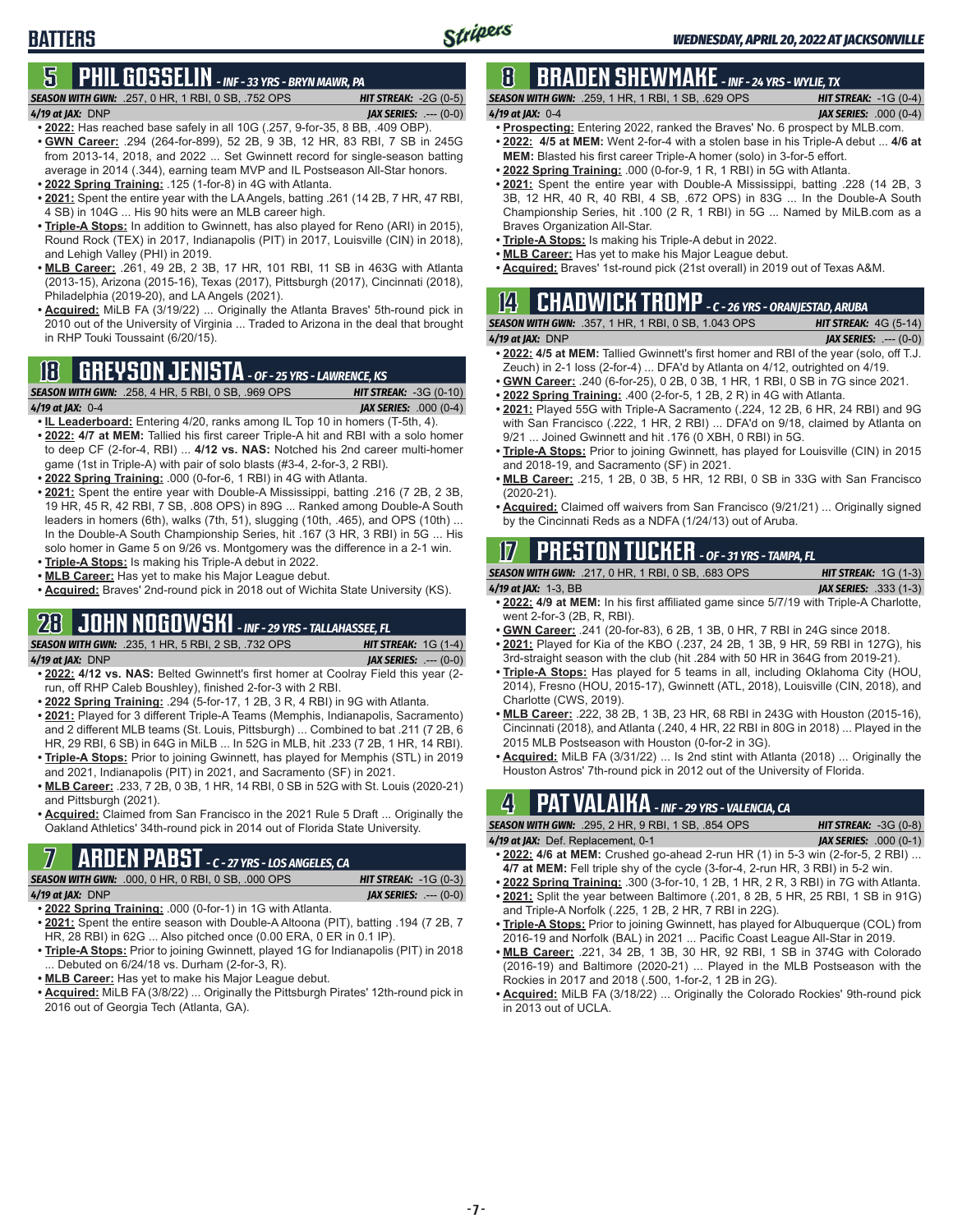# BATTERS

WEDNESDAY, APRIL 20, 2022 AT JACKSONVILLE

## 5 PHIL GOSSELIN - INF - 33 YRS - BRYN MAWR, PA

**SEASON WITH GWN:** .257, 0 HR, 1 RBI, 0 SB, .752 OPS — **HIT STREAK:** -2G (0-5)

**4/19 at JAX:** DNP — **JAX SERIES:** .--- (0-0)

- **2022:** Has reached base safely in all 10G (.257, 9-for-35, 8 BB, .409 OBP).
- **GWN Career:** .294 (264-for-899), 52 2B, 9 3B, 12 HR, 83 RBI, 7 SB in 245G from 2013-14, 2018, and 2022 ... Set Gwinnett record for single-season batting average in 2014 (.344), earning team MVP and IL Postseason All-Star honors.
- **2022 Spring Training:** .125 (1-for-8) in 4G with Atlanta.
- **2021:** Spent the entire year with the LA Angels, batting .261 (14 2B, 7 HR, 47 RBI, 4 SB) in 104G ... His 90 hits were an MLB career high.
- **Triple-A Stops:** In addition to Gwinnett, has also played for Reno (ARI) in 2015), Round Rock (TEX) in 2017, Indianapolis (PIT) in 2017, Louisville (CIN) in 2018), and Lehigh Valley (PHI) in 2019.
- **MLB Career:** .261, 49 2B, 2 3B, 17 HR, 101 RBI, 11 SB in 463G with Atlanta (2013-15), Arizona (2015-16), Texas (2017), Pittsburgh (2017), Cincinnati (2018), Philadelphia (2019-20), and LA Angels (2021).
- **Acquired:** MiLB FA (3/19/22) ... Originally the Atlanta Braves' 5th-round pick in 2010 out of the University of Virginia ... Traded to Arizona in the deal that brought in RHP Touki Toussaint (6/20/15).

## 18 GREYSON JENISTA - OF - 25 YRS - LAWRENCE, KS

**SEASON WITH GWN:** .258, 4 HR, 5 RBI, 0 SB, .969 OPS — **HIT STREAK:** -3G (0-10)

**4/19 at JAX:** 0-4 — **JAX SERIES:** .000 (0-4)

- **IL Leaderboard:** Entering 4/20, ranks among IL Top 10 in homers (T-5th, 4).
- **2022: 4/7 at MEM:** Tallied his first career Triple-A hit and RBI with a solo homer to deep CF (2-for-4, RBI) ... **4/12 vs. NAS:** Notched his 2nd career multi-homer game (1st in Triple-A) with pair of solo blasts (#3-4, 2-for-3, 2 RBI).
- **2022 Spring Training:** .000 (0-for-6, 1 RBI) in 4G with Atlanta.
- **2021:** Spent the entire year with Double-A Mississippi, batting .216 (7 2B, 2 3B, 19 HR, 45 R, 42 RBI, 7 SB, .808 OPS) in 89G ... Ranked among Double-A South leaders in homers (6th), walks (7th, 51), slugging (10th, .465), and OPS (10th) ... In the Double-A South Championship Series, hit .167 (3 HR, 3 RBI) in 5G ... His solo homer in Game 5 on 9/26 vs. Montgomery was the difference in a 2-1 win.
- **Triple-A Stops:** Is making his Triple-A debut in 2022.
- **MLB Career:** Has yet to make his Major League debut.
- **Acquired:** Braves' 2nd-round pick in 2018 out of Wichita State University (KS).

## 28 JOHN NOGOWSKI - INF - 29 YRS - TALLAHASSEE, FL

**SEASON WITH GWN:** .235, 1 HR, 5 RBI, 2 SB, .732 OPS — **HIT STREAK:** 1G (1-4)

**4/19 at JAX:** DNP — **JAX SERIES:** .--- (0-0)

- **2022: 4/12 vs. NAS:** Belted Gwinnett's first homer at Coolray Field this year (2-run, off RHP Caleb Boushley), finished 2-for-3 with 2 RBI.
- **2022 Spring Training:** .294 (5-for-17, 1 2B, 3 R, 4 RBI) in 9G with Atlanta.
- **2021:** Played for 3 different Triple-A Teams (Memphis, Indianapolis, Sacramento) and 2 different MLB teams (St. Louis, Pittsburgh) ... Combined to bat .211 (7 2B, 6 HR, 29 RBI, 6 SB) in 64G in MiLB ... In 52G in MLB, hit .233 (7 2B, 1 HR, 14 RBI).
- **Triple-A Stops:** Prior to joining Gwinnett, has played for Memphis (STL) in 2019 and 2021, Indianapolis (PIT) in 2021, and Sacramento (SF) in 2021.
- **MLB Career:** .233, 7 2B, 0 3B, 1 HR, 14 RBI, 0 SB in 52G with St. Louis (2020-21) and Pittsburgh (2021).
- **Acquired:** Claimed from San Francisco in the 2021 Rule 5 Draft ... Originally the Oakland Athletics' 34th-round pick in 2014 out of Florida State University.

## 7 ARDEN PABST - C - 27 YRS - LOS ANGELES, CA

**SEASON WITH GWN:** .000, 0 HR, 0 RBI, 0 SB, .000 OPS — **HIT STREAK:** -1G (0-3)

**4/19 at JAX:** DNP — **JAX SERIES:** .--- (0-0)

- **2022 Spring Training:** .000 (0-for-1) in 1G with Atlanta.
- **2021:** Spent the entire season with Double-A Altoona (PIT), batting .194 (7 2B, 7 HR, 28 RBI) in 62G ... Also pitched once (0.00 ERA, 0 ER in 0.1 IP).
- **Triple-A Stops:** Prior to joining Gwinnett, played 1G for Indianapolis (PIT) in 2018 ... Debuted on 6/24/18 vs. Durham (2-for-3, R).
- **MLB Career:** Has yet to make his Major League debut.
- **Acquired:** MiLB FA (3/8/22) ... Originally the Pittsburgh Pirates' 12th-round pick in 2016 out of Georgia Tech (Atlanta, GA).

## 8 BRADEN SHEWMAKE - INF - 24 YRS - WYLIE, TX

**SEASON WITH GWN:** .259, 1 HR, 1 RBI, 1 SB, .629 OPS — **HIT STREAK:** -1G (0-4)

**4/19 at JAX:** 0-4 — **JAX SERIES:** .000 (0-4)

- **Prospecting:** Entering 2022, ranked the Braves' No. 6 prospect by MLB.com.
- **2022: 4/5 at MEM:** Went 2-for-4 with a stolen base in his Triple-A debut ... **4/6 at MEM:** Blasted his first career Triple-A homer (solo) in 3-for-5 effort.
- **2022 Spring Training:** .000 (0-for-9, 1 R, 1 RBI) in 5G with Atlanta.
- **2021:** Spent the entire year with Double-A Mississippi, batting .228 (14 2B, 3 3B, 12 HR, 40 R, 40 RBI, 4 SB, .672 OPS) in 83G ... In the Double-A South Championship Series, hit .100 (2 R, 1 RBI) in 5G ... Named by MiLB.com as a Braves Organization All-Star.
- **Triple-A Stops:** Is making his Triple-A debut in 2022.
- **MLB Career:** Has yet to make his Major League debut.
- **Acquired:** Braves' 1st-round pick (21st overall) in 2019 out of Texas A&M.

## 14 CHADWICK TROMP - C - 26 YRS - ORANJESTAD, ARUBA

**SEASON WITH GWN:** .357, 1 HR, 1 RBI, 0 SB, 1.043 OPS — **HIT STREAK:** 4G (5-14)

**4/19 at JAX:** DNP — **JAX SERIES:** .--- (0-0)

- **2022: 4/5 at MEM:** Tallied Gwinnett's first homer and RBI of the year (solo, off T.J. Zeuch) in 2-1 loss (2-for-4) ... DFA'd by Atlanta on 4/12, outrighted on 4/19.
- **GWN Career:** .240 (6-for-25), 0 2B, 0 3B, 1 HR, 1 RBI, 0 SB in 7G since 2021.
- **2022 Spring Training:** .400 (2-for-5, 1 2B, 2 R) in 4G with Atlanta.
- **2021:** Played 55G with Triple-A Sacramento (.224, 12 2B, 6 HR, 24 RBI) and 9G with San Francisco (.222, 1 HR, 2 RBI) ... DFA'd on 9/18, claimed by Atlanta on 9/21 ... Joined Gwinnett and hit .176 (0 XBH, 0 RBI) in 5G.
- **Triple-A Stops:** Prior to joining Gwinnett, has played for Louisville (CIN) in 2015 and 2018-19, and Sacramento (SF) in 2021.
- **MLB Career:** .215, 1 2B, 0 3B, 5 HR, 12 RBI, 0 SB in 33G with San Francisco (2020-21).
- **Acquired:** Claimed off waivers from San Francisco (9/21/21) ... Originally signed by the Cincinnati Reds as a NDFA (1/24/13) out of Aruba.

## 17 PRESTON TUCKER - OF - 31 YRS - TAMPA, FL

**SEASON WITH GWN:** .217, 0 HR, 1 RBI, 0 SB, .683 OPS — **HIT STREAK:** 1G (1-3)

**4/19 at JAX:** 1-3, BB — **JAX SERIES:** .333 (1-3)

- **2022: 4/9 at MEM:** In his first affiliated game since 5/7/19 with Triple-A Charlotte, went 2-for-3 (2B, R, RBI).
- **GWN Career:** .241 (20-for-83), 6 2B, 1 3B, 0 HR, 7 RBI in 24G since 2018.
- **2021:** Played for Kia of the KBO (.237, 24 2B, 1 3B, 9 HR, 59 RBI in 127G), his 3rd-straight season with the club (hit .284 with 50 HR in 364G from 2019-21).
- **Triple-A Stops:** Has played for 5 teams in all, including Oklahoma City (HOU, 2014), Fresno (HOU, 2015-17), Gwinnett (ATL, 2018), Louisville (CIN, 2018), and Charlotte (CWS, 2019).
- **MLB Career:** .222, 38 2B, 1 3B, 23 HR, 68 RBI in 243G with Houston (2015-16), Cincinnati (2018), and Atlanta (.240, 4 HR, 22 RBI in 80G in 2018) ... Played in the 2015 MLB Postseason with Houston (0-for-2 in 3G).
- **Acquired:** MiLB FA (3/31/22) ... Is 2nd stint with Atlanta (2018) ... Originally the Houston Astros' 7th-round pick in 2012 out of the University of Florida.

## 4 PAT VALAIKA - INF - 29 YRS - VALENCIA, CA

**SEASON WITH GWN:** .295, 2 HR, 9 RBI, 1 SB, .854 OPS — **HIT STREAK:** -3G (0-8)

**4/19 at JAX:** Def. Replacement, 0-1 — **JAX SERIES:** .000 (0-1)

- **2022: 4/6 at MEM:** Crushed go-ahead 2-run HR (1) in 5-3 win (2-for-5, 2 RBI) ... **4/7 at MEM:** Fell triple shy of the cycle (3-for-4, 2-run HR, 3 RBI) in 5-2 win.
- **2022 Spring Training:** .300 (3-for-10, 1 2B, 1 HR, 2 R, 3 RBI) in 7G with Atlanta.
- **2021:** Split the year between Baltimore (.201, 8 2B, 5 HR, 25 RBI, 1 SB in 91G) and Triple-A Norfolk (.225, 1 2B, 2 HR, 7 RBI in 22G).
- **Triple-A Stops:** Prior to joining Gwinnett, has played for Albuquerque (COL) from 2016-19 and Norfolk (BAL) in 2021 ... Pacific Coast League All-Star in 2019.
- **MLB Career:** .221, 34 2B, 1 3B, 30 HR, 92 RBI, 1 SB in 374G with Colorado (2016-19) and Baltimore (2020-21) ... Played in the MLB Postseason with the Rockies in 2017 and 2018 (.500, 1-for-2, 1 2B in 2G).
- **Acquired:** MiLB FA (3/18/22) ... Originally the Colorado Rockies' 9th-round pick in 2013 out of UCLA.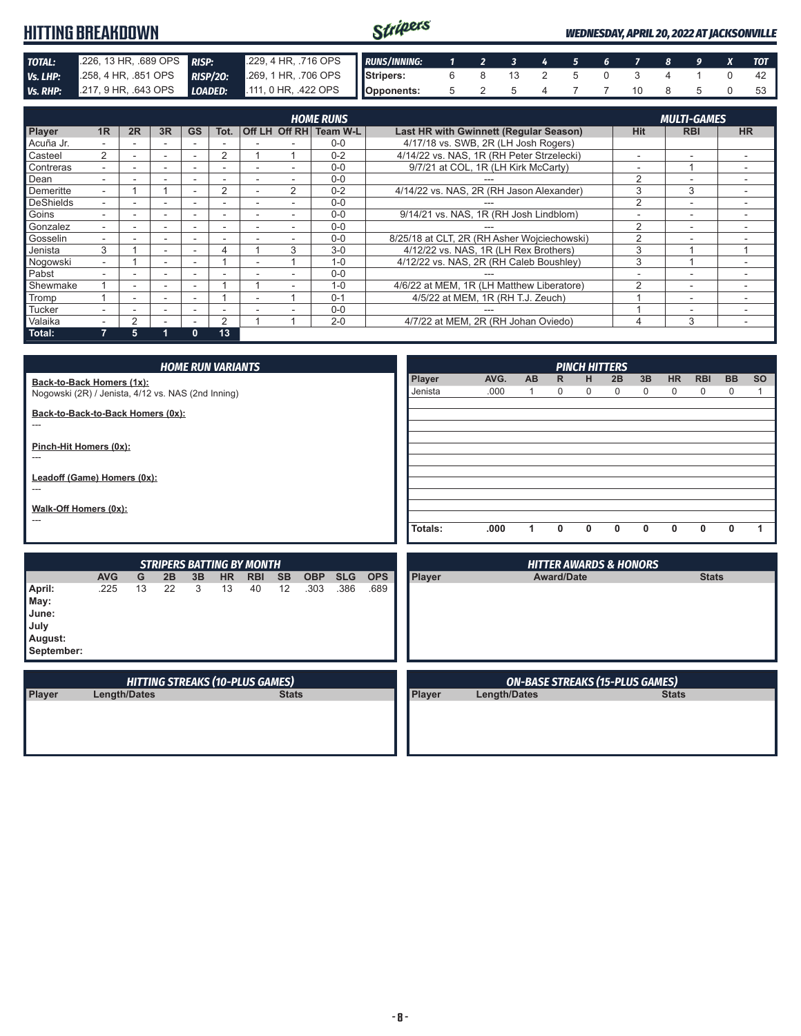# HITTING BREAKDOWN

*WEDNESDAY, APRIL 20, 2022 AT JACKSONVILLE*

| | | | |
|---|---|---|---|
| **TOTAL:** | .226, 13 HR, .689 OPS | **RISP:** | .229, 4 HR, .716 OPS |
| **Vs. LHP:** | .258, 4 HR, .851 OPS | **RISP/2O:** | .269, 1 HR, .706 OPS |
| **Vs. RHP:** | .217, 9 HR, .643 OPS | **LOADED:** | .111, 0 HR, .422 OPS |

| RUNS/INNING: | 1 | 2 | 3 | 4 | 5 | 6 | 7 | 8 | 9 | X | TOT |
|---|---|---|---|---|---|---|---|---|---|---|---|
| Stripers: | 6 | 8 | 13 | 2 | 5 | 0 | 3 | 4 | 1 | 0 | 42 |
| Opponents: | 5 | 2 | 5 | 4 | 7 | 7 | 10 | 8 | 5 | 0 | 53 |

## HOME RUNS / MULTI-GAMES

| Player | 1R | 2R | 3R | GS | Tot. | Off LH | Off RH | Team W-L | Last HR with Gwinnett (Regular Season) | Hit | RBI | HR |
|---|---|---|---|---|---|---|---|---|---|---|---|---|
| Acuña Jr. | - | - | - | - | - | - | - | 0-0 | 4/17/18 vs. SWB, 2R (LH Josh Rogers) | | | |
| Casteel | 2 | - | - | - | 2 | 1 | 1 | 0-2 | 4/14/22 vs. NAS, 1R (RH Peter Strzelecki) | - | - | - |
| Contreras | - | - | - | - | - | - | - | 0-0 | 9/7/21 at COL, 1R (LH Kirk McCarty) | - | 1 | - |
| Dean | - | - | - | - | - | - | - | 0-0 | --- | 2 | - | - |
| Demeritte | - | 1 | 1 | - | 2 | - | 2 | 0-2 | 4/14/22 vs. NAS, 2R (RH Jason Alexander) | 3 | 3 | - |
| DeShields | - | - | - | - | - | - | - | 0-0 | --- | 2 | - | - |
| Goins | - | - | - | - | - | - | - | 0-0 | 9/14/21 vs. NAS, 1R (RH Josh Lindblom) | - | - | - |
| Gonzalez | - | - | - | - | - | - | - | 0-0 | --- | 2 | - | - |
| Gosselin | - | - | - | - | - | - | - | 0-0 | 8/25/18 at CLT, 2R (RH Asher Wojciechowski) | 2 | - | - |
| Jenista | 3 | 1 | - | - | 4 | 1 | 3 | 3-0 | 4/12/22 vs. NAS, 1R (LH Rex Brothers) | 3 | 1 | 1 |
| Nogowski | - | 1 | - | - | 1 | - | 1 | 1-0 | 4/12/22 vs. NAS, 2R (RH Caleb Boushley) | 3 | 1 | - |
| Pabst | - | - | - | - | - | - | - | 0-0 | --- | - | - | - |
| Shewmake | 1 | - | - | - | 1 | 1 | - | 1-0 | 4/6/22 at MEM, 1R (LH Matthew Liberatore) | 2 | - | - |
| Tromp | 1 | - | - | - | 1 | - | 1 | 0-1 | 4/5/22 at MEM, 1R (RH T.J. Zeuch) | 1 | - | - |
| Tucker | - | - | - | - | - | - | - | 0-0 | --- | 1 | - | - |
| Valaika | - | 2 | - | - | 2 | 1 | 1 | 2-0 | 4/7/22 at MEM, 2R (RH Johan Oviedo) | 4 | 3 | - |
| **Total:** | **7** | **5** | **1** | **0** | **13** | | | | | | | |

## HOME RUN VARIANTS

**Back-to-Back Homers (1x):**
Nogowski (2R) / Jenista, 4/12 vs. NAS (2nd Inning)

**Back-to-Back-to-Back Homers (0x):**
---

**Pinch-Hit Homers (0x):**
---

**Leadoff (Game) Homers (0x):**
---

**Walk-Off Homers (0x):**
---

## PINCH HITTERS

| Player | AVG. | AB | R | H | 2B | 3B | HR | RBI | BB | SO |
|---|---|---|---|---|---|---|---|---|---|---|
| Jenista | .000 | 1 | 0 | 0 | 0 | 0 | 0 | 0 | 0 | 1 |
| **Totals:** | **.000** | **1** | **0** | **0** | **0** | **0** | **0** | **0** | **0** | **1** |

## STRIPERS BATTING BY MONTH

| | AVG | G | 2B | 3B | HR | RBI | SB | OBP | SLG | OPS |
|---|---|---|---|---|---|---|---|---|---|---|
| April: | .225 | 13 | 22 | 3 | 13 | 40 | 12 | .303 | .386 | .689 |
| May: | | | | | | | | | | |
| June: | | | | | | | | | | |
| July | | | | | | | | | | |
| August: | | | | | | | | | | |
| September: | | | | | | | | | | |

## HITTER AWARDS & HONORS

| Player | Award/Date | Stats |
|---|---|---|

## HITTING STREAKS (10-PLUS GAMES)

| Player | Length/Dates | Stats |
|---|---|---|

## ON-BASE STREAKS (15-PLUS GAMES)

| Player | Length/Dates | Stats |
|---|---|---|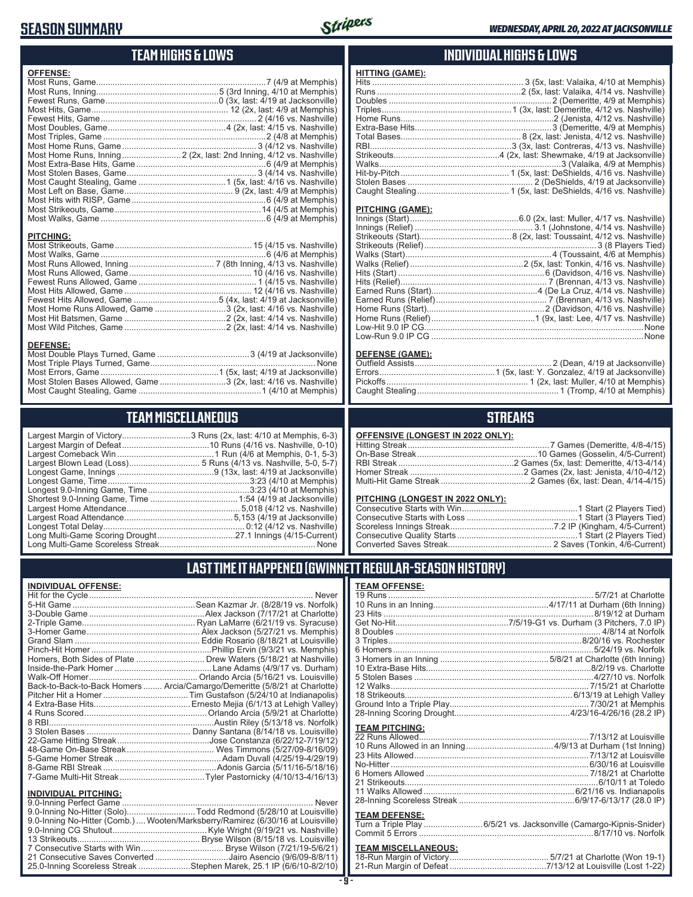# SEASON SUMMARY

WEDNESDAY, APRIL 20, 2022 AT JACKSONVILLE

## TEAM HIGHS & LOWS

**OFFENSE:**

| | |
|---|---|
| Most Runs, Game | 7 (4/9 at Memphis) |
| Most Runs, Inning | 5 (3rd Inning, 4/10 at Memphis) |
| Fewest Runs, Game | 0 (3x, last: 4/19 at Jacksonville) |
| Most Hits, Game | 12 (2x, last: 4/9 at Memphis) |
| Fewest Hits, Game | 2 (4/16 vs. Nashville) |
| Most Doubles, Game | 4 (2x, last: 4/15 vs. Nashville) |
| Most Triples, Game | 2 (4/8 at Memphis) |
| Most Home Runs, Game | 3 (4/12 vs. Nashville) |
| Most Home Runs, Inning | 2 (2x, last: 2nd Inning, 4/12 vs. Nashville) |
| Most Extra-Base Hits, Game | 6 (4/9 at Memphis) |
| Most Stolen Bases, Game | 3 (4/14 vs. Nashville) |
| Most Caught Stealing, Game | 1 (5x, last: 4/16 vs. Nashville) |
| Most Left on Base, Game | 9 (2x, last: 4/9 at Memphis) |
| Most Hits with RISP, Game | 6 (4/9 at Memphis) |
| Most Strikeouts, Game | 14 (4/5 at Memphis) |
| Most Walks, Game | 6 (4/9 at Memphis) |

**PITCHING:**

| | |
|---|---|
| Most Strikeouts, Game | 15 (4/15 vs. Nashville) |
| Most Walks, Game | 6 (4/6 at Memphis) |
| Most Runs Allowed, Inning | 7 (8th Inning, 4/13 vs. Nashville) |
| Most Runs Allowed, Game | 10 (4/16 vs. Nashville) |
| Fewest Runs Allowed, Game | 1 (4/15 vs. Nashville) |
| Most Hits Allowed, Game | 12 (4/16 vs. Nashville) |
| Fewest Hits Allowed, Game | 5 (4x, last: 4/19 at Jacksonville) |
| Most Home Runs Allowed, Game | 3 (2x, last: 4/16 vs. Nashville) |
| Most Hit Batsmen, Game | 2 (2x, last: 4/14 vs. Nashville) |
| Most Wild Pitches, Game | 2 (2x, last: 4/14 vs. Nashville) |

**DEFENSE:**

| | |
|---|---|
| Most Double Plays Turned, Game | 3 (4/19 at Jacksonville) |
| Most Triple Plays Turned, Game | None |
| Most Errors, Game | 1 (5x, last; 4/19 at Jacksonville) |
| Most Stolen Bases Allowed, Game | 3 (2x, last: 4/16 vs. Nashville) |
| Most Caught Stealing, Game | 1 (4/10 at Memphis) |

## INDIVIDUAL HIGHS & LOWS

**HITTING (GAME):**

| | |
|---|---|
| Hits | 3 (5x, last: Valaika, 4/10 at Memphis) |
| Runs | 2 (5x, last: Valaika, 4/14 vs. Nashville) |
| Doubles | 2 (Demeritte, 4/9 at Memphis) |
| Triples | 1 (3x, last: Demeritte, 4/12 vs. Nashville) |
| Home Runs | 2 (Jenista, 4/12 vs. Nashville) |
| Extra-Base Hits | 3 (Demeritte, 4/9 at Memphis) |
| Total Bases | 8 (2x, last: Jenista, 4/12 vs. Nashville) |
| RBI | 3 (3x, last: Contreras, 4/13 vs. Nashville) |
| Strikeouts | 4 (2x, last: Shewmake, 4/19 at Jacksonville) |
| Walks | 3 (Valaika, 4/9 at Memphis) |
| Hit-by-Pitch | 1 (5x, last: DeShields, 4/16 vs. Nashville) |
| Stolen Bases | 2 (DeShields, 4/19 at Jacksonville) |
| Caught Stealing | 1 (5x, last: DeShields, 4/16 vs. Nashville) |

**PITCHING (GAME):**

| | |
|---|---|
| Innings (Start) | 6.0 (2x, last: Muller, 4/17 vs. Nashville) |
| Innings (Relief) | 3.1 (Johnstone, 4/14 vs. Nashville) |
| Strikeouts (Start) | 8 (2x, last: Toussaint, 4/12 vs. Nashville) |
| Strikeouts (Relief) | 3 (8 Players Tied) |
| Walks (Start) | 4 (Toussaint, 4/6 at Memphis) |
| Walks (Relief) | 2 (5x, last: Tonkin, 4/16 vs. Nashville) |
| Hits (Start) | 6 (Davidson, 4/16 vs. Nashville) |
| Hits (Relief) | 7 (Brennan, 4/13 vs. Nashville) |
| Earned Runs (Start) | 4 (De La Cruz, 4/14 vs. Nashville) |
| Earned Runs (Relief) | 7 (Brennan, 4/13 vs. Nashville) |
| Home Runs (Start) | 2 (Davidson, 4/16 vs. Nashville) |
| Home Runs (Relief) | 1 (9x, last: Lee, 4/17 vs. Nashville) |
| Low-Hit 9.0 IP CG | None |
| Low-Run 9.0 IP CG | None |

**DEFENSE (GAME):**

| | |
|---|---|
| Outfield Assists | 2 (Dean, 4/19 at Jacksonville) |
| Errors | 1 (5x, last: Y. Gonzalez, 4/19 at Jacksonville) |
| Pickoffs | 1 (2x, last: Muller, 4/10 at Memphis) |
| Caught Stealing | 1 (Tromp, 4/10 at Memphis) |

## TEAM MISCELLANEOUS

| | |
|---|---|
| Largest Margin of Victory | 3 Runs (2x, last: 4/10 at Memphis, 6-3) |
| Largest Margin of Defeat | 10 Runs (4/16 vs. Nashville, 0-10) |
| Largest Comeback Win | 1 Run (4/6 at Memphis, 0-1, 5-3) |
| Largest Blown Lead (Loss) | 5 Runs (4/13 vs. Nashville, 5-0, 5-7) |
| Longest Game, Innings | 9 (13x, last: 4/19 at Jacksonville) |
| Longest Game, Time | 3:23 (4/10 at Memphis) |
| Longest 9.0-Inning Game, Time | 3:23 (4/10 at Memphis) |
| Shortest 9.0-Inning Game, Time | 1:54 (4/19 at Jacksonville) |
| Largest Home Attendance | 5,018 (4/12 vs. Nashville) |
| Largest Road Attendance | 5,153 (4/19 at Jacksonville) |
| Longest Total Delay | 0:12 (4/12 vs. Nashville) |
| Long Multi-Game Scoring Drought | 27.1 Innings (4/15-Current) |
| Long Multi-Game Scoreless Streak | None |

## STREAKS

**OFFENSIVE (LONGEST IN 2022 ONLY):**

| | |
|---|---|
| Hitting Streak | 7 Games (Demeritte, 4/8-4/15) |
| On-Base Streak | 10 Games (Gosselin, 4/5-Current) |
| RBI Streak | 2 Games (5x, last: Demeritte, 4/13-4/14) |
| Homer Streak | 2 Games (2x, last: Jenista, 4/10-4/12) |
| Multi-Hit Game Streak | 2 Games (6x, last: Dean, 4/14-4/15) |

**PITCHING (LONGEST IN 2022 ONLY):**

| | |
|---|---|
| Consecutive Starts with Win | 1 Start (2 Players Tied) |
| Consecutive Starts with Loss | 1 Start (3 Players Tied) |
| Scoreless Innings Streak | 7.2 IP (Kingham, 4/5-Current) |
| Consecutive Quality Starts | 1 Start (2 Players Tied) |
| Converted Saves Streak | 2 Saves (Tonkin, 4/6-Current) |

## LAST TIME IT HAPPENED (GWINNETT REGULAR-SEASON HISTORY)

**INDIVIDUAL OFFENSE:**

| | |
|---|---|
| Hit for the Cycle | Never |
| 5-Hit Game | Sean Kazmar Jr. (8/28/19 vs. Norfolk) |
| 3-Double Game | Alex Jackson (7/17/21 at Charlotte) |
| 2-Triple Game | Ryan LaMarre (6/21/19 vs. Syracuse) |
| 3-Homer Game | Alex Jackson (5/27/21 vs. Memphis) |
| Grand Slam | Eddie Rosario (8/18/21 at Louisville) |
| Pinch-Hit Homer | Phillip Ervin (9/3/21 vs. Memphis) |
| Homers, Both Sides of Plate | Drew Waters (5/18/21 at Nashville) |
| Inside-the-Park Homer | Lane Adams (4/9/17 vs. Durham) |
| Walk-Off Homer | Orlando Arcia (5/16/21 vs. Louisville) |
| Back-to-Back-to-Back Homers | Arcia/Camargo/Demeritte (5/8/21 at Charlotte) |
| Pitcher Hit a Homer | Tim Gustafson (5/24/10 at Indianapolis) |
| 4 Extra-Base Hits | Ernesto Mejia (6/1/13 at Lehigh Valley) |
| 4 Runs Scored | Orlando Arcia (5/9/21 at Charlotte) |
| 8 RBI | Austin Riley (5/13/18 vs. Norfolk) |
| 3 Stolen Bases | Danny Santana (8/14/18 vs. Louisville) |
| 22-Game Hitting Streak | Jose Constanza (6/22/12-7/19/12) |
| 48-Game On-Base Streak | Wes Timmons (5/27/09-8/16/09) |
| 5-Game Homer Streak | Adam Duvall (4/25/19-4/29/19) |
| 8-Game RBI Streak | Adonis Garcia (5/11/16-5/18/16) |
| 7-Game Multi-Hit Streak | Tyler Pastornicky (4/10/13-4/16/13) |

**INDIVIDUAL PITCHING:**

| | |
|---|---|
| 9.0-Inning Perfect Game | Never |
| 9.0-Inning No-Hitter (Solo) | Todd Redmond (5/28/10 at Louisville) |
| 9.0-Inning No-Hitter (Comb.) | Wooten/Marksberry/Ramirez (6/30/16 at Louisville) |
| 9.0-Inning CG Shutout | Kyle Wright (9/19/21 vs. Nashville) |
| 13 Strikeouts | Bryse Wilson (8/15/18 vs. Louisville) |
| 7 Consecutive Starts with Win | Bryse Wilson (7/21/19-5/6/21) |
| 21 Consecutive Saves Converted | Jairo Asencio (9/6/09-8/8/11) |
| 25.0-Inning Scoreless Streak | Stephen Marek, 25.1 IP (6/6/10-8/2/10) |

**TEAM OFFENSE:**

| | |
|---|---|
| 19 Runs | 5/7/21 at Charlotte |
| 10 Runs in an Inning | 4/17/11 at Durham (6th Inning) |
| 23 Hits | 8/19/12 at Durham |
| Get No-Hit | 7/5/19-G1 vs. Durham (3 Pitchers, 7.0 IP) |
| 8 Doubles | 4/8/14 at Norfolk |
| 3 Triples | 8/20/16 vs. Rochester |
| 6 Homers | 5/24/19 vs. Norfolk |
| 3 Homers in an Inning | 5/8/21 at Charlotte (6th Inning) |
| 10 Extra-Base Hits | 8/2/19 vs. Charlotte |
| 5 Stolen Bases | 4/27/10 vs. Norfolk |
| 12 Walks | 7/15/21 at Charlotte |
| 18 Strikeouts | 6/13/19 at Lehigh Valley |
| Ground Into a Triple Play | 7/30/21 at Memphis |
| 28-Inning Scoring Drought | 4/23/16-4/26/16 (28.2 IP) |

**TEAM PITCHING:**

| | |
|---|---|
| 22 Runs Allowed | 7/13/12 at Louisville |
| 10 Runs Allowed in an Inning | 4/9/13 at Durham (1st Inning) |
| 23 Hits Allowed | 7/13/12 at Louisville |
| No-Hitter | 6/30/16 at Louisville |
| 6 Homers Allowed | 7/18/21 at Charlotte |
| 21 Strikeouts | 6/10/11 at Toledo |
| 11 Walks Allowed | 6/21/16 vs. Indianapolis |
| 28-Inning Scoreless Streak | 6/9/17-6/13/17 (28.0 IP) |

**TEAM DEFENSE:**

| | |
|---|---|
| Turn a Triple Play | 6/5/21 vs. Jacksonville (Camargo-Kipnis-Snider) |
| Commit 5 Errors | 8/17/10 vs. Norfolk |

**TEAM MISCELLANEOUS:**

| | |
|---|---|
| 18-Run Margin of Victory | 5/7/21 at Charlotte (Won 19-1) |
| 21-Run Margin of Defeat | 7/13/12 at Louisville (Lost 1-22) |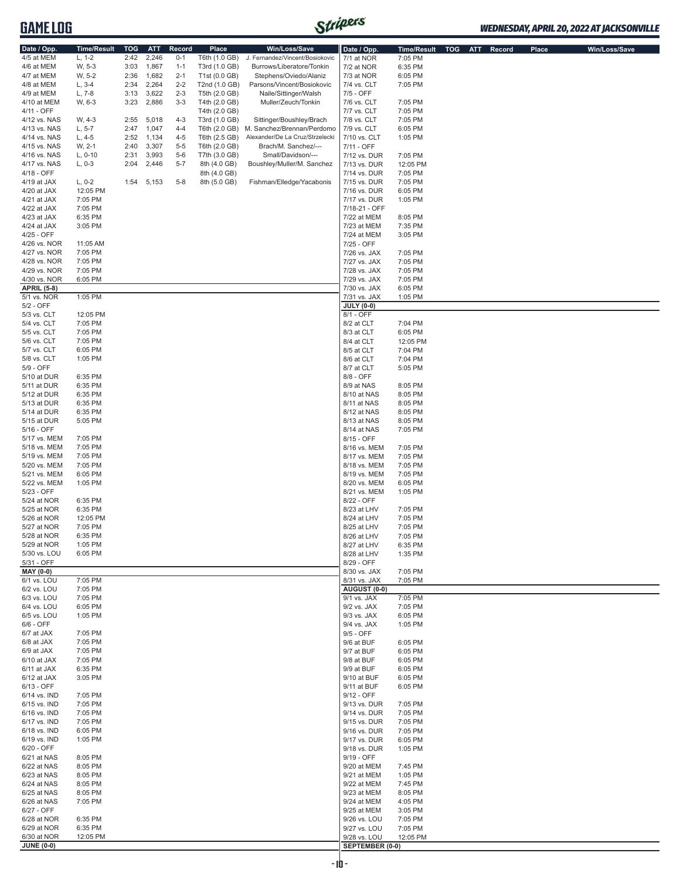# GAME LOG

*WEDNESDAY, APRIL 20, 2022 AT JACKSONVILLE*

| Date / Opp. | Time/Result | TOG | ATT | Record | Place | Win/Loss/Save |
|---|---|---|---|---|---|---|
| 4/5 at MEM | L, 1-2 | 2:42 | 2,246 | 0-1 | T6th (1.0 GB) | J. Fernandez/Vincent/Bosiokovic |
| 4/6 at MEM | W, 5-3 | 3:03 | 1,867 | 1-1 | T3rd (1.0 GB) | Burrows/Liberatore/Tonkin |
| 4/7 at MEM | W, 5-2 | 2:36 | 1,682 | 2-1 | T1st (0.0 GB) | Stephens/Oviedo/Alaniz |
| 4/8 at MEM | L, 3-4 | 2:34 | 2,264 | 2-2 | T2nd (1.0 GB) | Parsons/Vincent/Bosiokovic |
| 4/9 at MEM | L, 7-8 | 3:13 | 3,622 | 2-3 | T5th (2.0 GB) | Naile/Sittinger/Walsh |
| 4/10 at MEM | W, 6-3 | 3:23 | 2,886 | 3-3 | T4th (2.0 GB) | Muller/Zeuch/Tonkin |
| 4/11 - OFF | | | | | T4th (2.0 GB) | |
| 4/12 vs. NAS | W, 4-3 | 2:55 | 5,018 | 4-3 | T3rd (1.0 GB) | Sittinger/Boushley/Brach |
| 4/13 vs. NAS | L, 5-7 | 2:47 | 1,047 | 4-4 | T6th (2.0 GB) | M. Sanchez/Brennan/Perdomo |
| 4/14 vs. NAS | L, 4-5 | 2:52 | 1,134 | 4-5 | T6th (2.5 GB) | Alexander/De La Cruz/Strzelecki |
| 4/15 vs. NAS | W, 2-1 | 2:40 | 3,307 | 5-5 | T6th (2.0 GB) | Brach/M. Sanchez/--- |
| 4/16 vs. NAS | L, 0-10 | 2:31 | 3,993 | 5-6 | T7th (3.0 GB) | Small/Davidson/--- |
| 4/17 vs. NAS | L, 0-3 | 2:04 | 2,446 | 5-7 | 8th (4.0 GB) | Boushley/Muller/M. Sanchez |
| 4/18 - OFF | | | | | 8th (4.0 GB) | |
| 4/19 at JAX | L, 0-2 | 1:54 | 5,153 | 5-8 | 8th (5.0 GB) | Fishman/Elledge/Yacabonis |
| 4/20 at JAX | 12:05 PM | | | | | |
| 4/21 at JAX | 7:05 PM | | | | | |
| 4/22 at JAX | 7:05 PM | | | | | |
| 4/23 at JAX | 6:35 PM | | | | | |
| 4/24 at JAX | 3:05 PM | | | | | |
| 4/25 - OFF | | | | | | |
| 4/26 vs. NOR | 11:05 AM | | | | | |
| 4/27 vs. NOR | 7:05 PM | | | | | |
| 4/28 vs. NOR | 7:05 PM | | | | | |
| 4/29 vs. NOR | 7:05 PM | | | | | |
| 4/30 vs. NOR | 6:05 PM | | | | | |
| **APRIL (5-8)** | | | | | | |
| 5/1 vs. NOR | 1:05 PM | | | | | |
| 5/2 - OFF | | | | | | |
| 5/3 vs. CLT | 12:05 PM | | | | | |
| 5/4 vs. CLT | 7:05 PM | | | | | |
| 5/5 vs. CLT | 7:05 PM | | | | | |
| 5/6 vs. CLT | 7:05 PM | | | | | |
| 5/7 vs. CLT | 6:05 PM | | | | | |
| 5/8 vs. CLT | 1:05 PM | | | | | |
| 5/9 - OFF | | | | | | |
| 5/10 at DUR | 6:35 PM | | | | | |
| 5/11 at DUR | 6:35 PM | | | | | |
| 5/12 at DUR | 6:35 PM | | | | | |
| 5/13 at DUR | 6:35 PM | | | | | |
| 5/14 at DUR | 6:35 PM | | | | | |
| 5/15 at DUR | 5:05 PM | | | | | |
| 5/16 - OFF | | | | | | |
| 5/17 vs. MEM | 7:05 PM | | | | | |
| 5/18 vs. MEM | 7:05 PM | | | | | |
| 5/19 vs. MEM | 7:05 PM | | | | | |
| 5/20 vs. MEM | 7:05 PM | | | | | |
| 5/21 vs. MEM | 6:05 PM | | | | | |
| 5/22 vs. MEM | 1:05 PM | | | | | |
| 5/23 - OFF | | | | | | |
| 5/24 at NOR | 6:35 PM | | | | | |
| 5/25 at NOR | 6:35 PM | | | | | |
| 5/26 at NOR | 12:05 PM | | | | | |
| 5/27 at NOR | 7:05 PM | | | | | |
| 5/28 at NOR | 6:35 PM | | | | | |
| 5/29 at NOR | 1:05 PM | | | | | |
| 5/30 vs. LOU | 6:05 PM | | | | | |
| 5/31 - OFF | | | | | | |
| **MAY (0-0)** | | | | | | |
| 6/1 vs. LOU | 7:05 PM | | | | | |
| 6/2 vs. LOU | 7:05 PM | | | | | |
| 6/3 vs. LOU | 7:05 PM | | | | | |
| 6/4 vs. LOU | 6:05 PM | | | | | |
| 6/5 vs. LOU | 1:05 PM | | | | | |
| 6/6 - OFF | | | | | | |
| 6/7 at JAX | 7:05 PM | | | | | |
| 6/8 at JAX | 7:05 PM | | | | | |
| 6/9 at JAX | 7:05 PM | | | | | |
| 6/10 at JAX | 7:05 PM | | | | | |
| 6/11 at JAX | 6:35 PM | | | | | |
| 6/12 at JAX | 3:05 PM | | | | | |
| 6/13 - OFF | | | | | | |
| 6/14 vs. IND | 7:05 PM | | | | | |
| 6/15 vs. IND | 7:05 PM | | | | | |
| 6/16 vs. IND | 7:05 PM | | | | | |
| 6/17 vs. IND | 7:05 PM | | | | | |
| 6/18 vs. IND | 6:05 PM | | | | | |
| 6/19 vs. IND | 1:05 PM | | | | | |
| 6/20 - OFF | | | | | | |
| 6/21 at NAS | 8:05 PM | | | | | |
| 6/22 at NAS | 8:05 PM | | | | | |
| 6/23 at NAS | 8:05 PM | | | | | |
| 6/24 at NAS | 8:05 PM | | | | | |
| 6/25 at NAS | 8:05 PM | | | | | |
| 6/26 at NAS | 7:05 PM | | | | | |
| 6/27 - OFF | | | | | | |
| 6/28 at NOR | 6:35 PM | | | | | |
| 6/29 at NOR | 6:35 PM | | | | | |
| 6/30 at NOR | 12:05 PM | | | | | |
| **JUNE (0-0)** | | | | | | |

| Date / Opp. | Time/Result | TOG | ATT | Record | Place | Win/Loss/Save |
|---|---|---|---|---|---|---|
| 7/1 at NOR | 7:05 PM | | | | | |
| 7/2 at NOR | 6:35 PM | | | | | |
| 7/3 at NOR | 6:05 PM | | | | | |
| 7/4 vs. CLT | 7:05 PM | | | | | |
| 7/5 - OFF | | | | | | |
| 7/6 vs. CLT | 7:05 PM | | | | | |
| 7/7 vs. CLT | 7:05 PM | | | | | |
| 7/8 vs. CLT | 7:05 PM | | | | | |
| 7/9 vs. CLT | 6:05 PM | | | | | |
| 7/10 vs. CLT | 1:05 PM | | | | | |
| 7/11 - OFF | | | | | | |
| 7/12 vs. DUR | 7:05 PM | | | | | |
| 7/13 vs. DUR | 12:05 PM | | | | | |
| 7/14 vs. DUR | 7:05 PM | | | | | |
| 7/15 vs. DUR | 7:05 PM | | | | | |
| 7/16 vs. DUR | 6:05 PM | | | | | |
| 7/17 vs. DUR | 1:05 PM | | | | | |
| 7/18-21 - OFF | | | | | | |
| 7/22 at MEM | 8:05 PM | | | | | |
| 7/23 at MEM | 7:35 PM | | | | | |
| 7/24 at MEM | 3:05 PM | | | | | |
| 7/25 - OFF | | | | | | |
| 7/26 vs. JAX | 7:05 PM | | | | | |
| 7/27 vs. JAX | 7:05 PM | | | | | |
| 7/28 vs. JAX | 7:05 PM | | | | | |
| 7/29 vs. JAX | 7:05 PM | | | | | |
| 7/30 vs. JAX | 6:05 PM | | | | | |
| 7/31 vs. JAX | 1:05 PM | | | | | |
| **JULY (0-0)** | | | | | | |
| 8/1 - OFF | | | | | | |
| 8/2 at CLT | 7:04 PM | | | | | |
| 8/3 at CLT | 6:05 PM | | | | | |
| 8/4 at CLT | 12:05 PM | | | | | |
| 8/5 at CLT | 7:04 PM | | | | | |
| 8/6 at CLT | 7:04 PM | | | | | |
| 8/7 at CLT | 5:05 PM | | | | | |
| 8/8 - OFF | | | | | | |
| 8/9 at NAS | 8:05 PM | | | | | |
| 8/10 at NAS | 8:05 PM | | | | | |
| 8/11 at NAS | 8:05 PM | | | | | |
| 8/12 at NAS | 8:05 PM | | | | | |
| 8/13 at NAS | 8:05 PM | | | | | |
| 8/14 at NAS | 7:05 PM | | | | | |
| 8/15 - OFF | | | | | | |
| 8/16 vs. MEM | 7:05 PM | | | | | |
| 8/17 vs. MEM | 7:05 PM | | | | | |
| 8/18 vs. MEM | 7:05 PM | | | | | |
| 8/19 vs. MEM | 7:05 PM | | | | | |
| 8/20 vs. MEM | 6:05 PM | | | | | |
| 8/21 vs. MEM | 1:05 PM | | | | | |
| 8/22 - OFF | | | | | | |
| 8/23 at LHV | 7:05 PM | | | | | |
| 8/24 at LHV | 7:05 PM | | | | | |
| 8/25 at LHV | 7:05 PM | | | | | |
| 8/26 at LHV | 7:05 PM | | | | | |
| 8/27 at LHV | 6:35 PM | | | | | |
| 8/28 at LHV | 1:35 PM | | | | | |
| 8/29 - OFF | | | | | | |
| 8/30 vs. JAX | 7:05 PM | | | | | |
| 8/31 vs. JAX | 7:05 PM | | | | | |
| **AUGUST (0-0)** | | | | | | |
| 9/1 vs. JAX | 7:05 PM | | | | | |
| 9/2 vs. JAX | 7:05 PM | | | | | |
| 9/3 vs. JAX | 6:05 PM | | | | | |
| 9/4 vs. JAX | 1:05 PM | | | | | |
| 9/5 - OFF | | | | | | |
| 9/6 at BUF | 6:05 PM | | | | | |
| 9/7 at BUF | 6:05 PM | | | | | |
| 9/8 at BUF | 6:05 PM | | | | | |
| 9/9 at BUF | 6:05 PM | | | | | |
| 9/10 at BUF | 6:05 PM | | | | | |
| 9/11 at BUF | 6:05 PM | | | | | |
| 9/12 - OFF | | | | | | |
| 9/13 vs. DUR | 7:05 PM | | | | | |
| 9/14 vs. DUR | 7:05 PM | | | | | |
| 9/15 vs. DUR | 7:05 PM | | | | | |
| 9/16 vs. DUR | 7:05 PM | | | | | |
| 9/17 vs. DUR | 6:05 PM | | | | | |
| 9/18 vs. DUR | 1:05 PM | | | | | |
| 9/19 - OFF | | | | | | |
| 9/20 at MEM | 7:45 PM | | | | | |
| 9/21 at MEM | 1:05 PM | | | | | |
| 9/22 at MEM | 7:45 PM | | | | | |
| 9/23 at MEM | 8:05 PM | | | | | |
| 9/24 at MEM | 4:05 PM | | | | | |
| 9/25 at MEM | 3:05 PM | | | | | |
| 9/26 vs. LOU | 7:05 PM | | | | | |
| 9/27 vs. LOU | 7:05 PM | | | | | |
| 9/28 vs. LOU | 12:05 PM | | | | | |
| **SEPTEMBER (0-0)** | | | | | | |